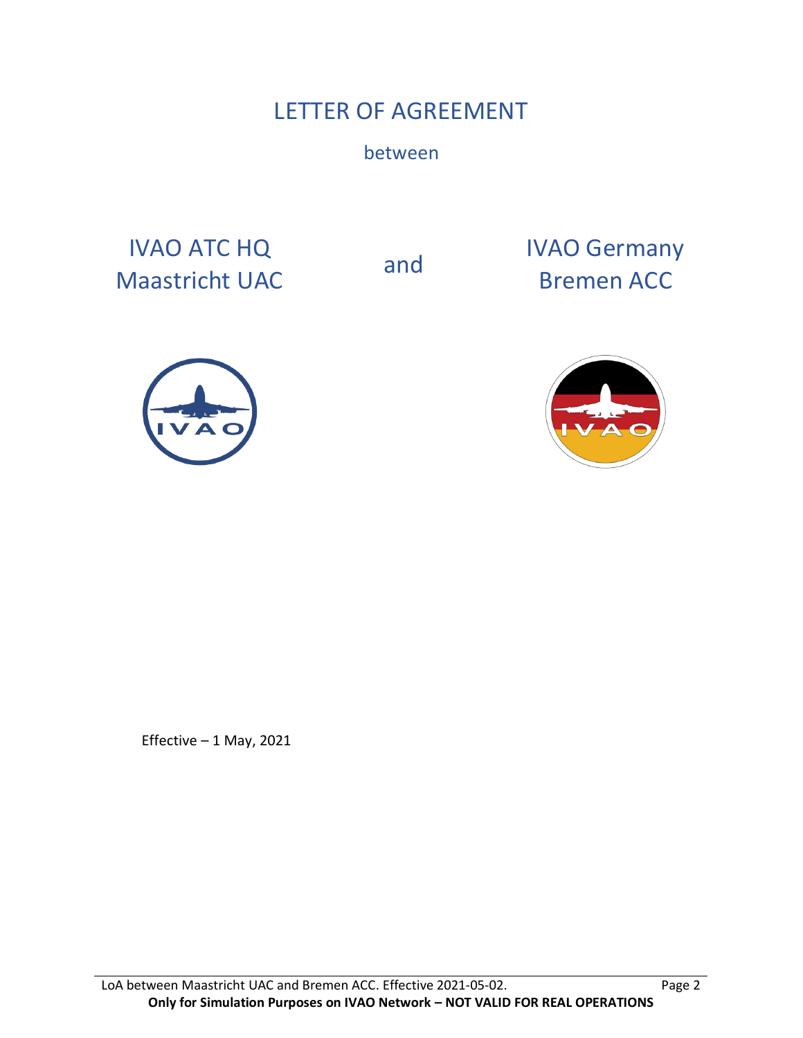# LETTER OF AGREEMENT

between

IVAO ATC HQ
Maastricht UAC

and

IVAO Germany
Bremen ACC

Effective – 1 May, 2021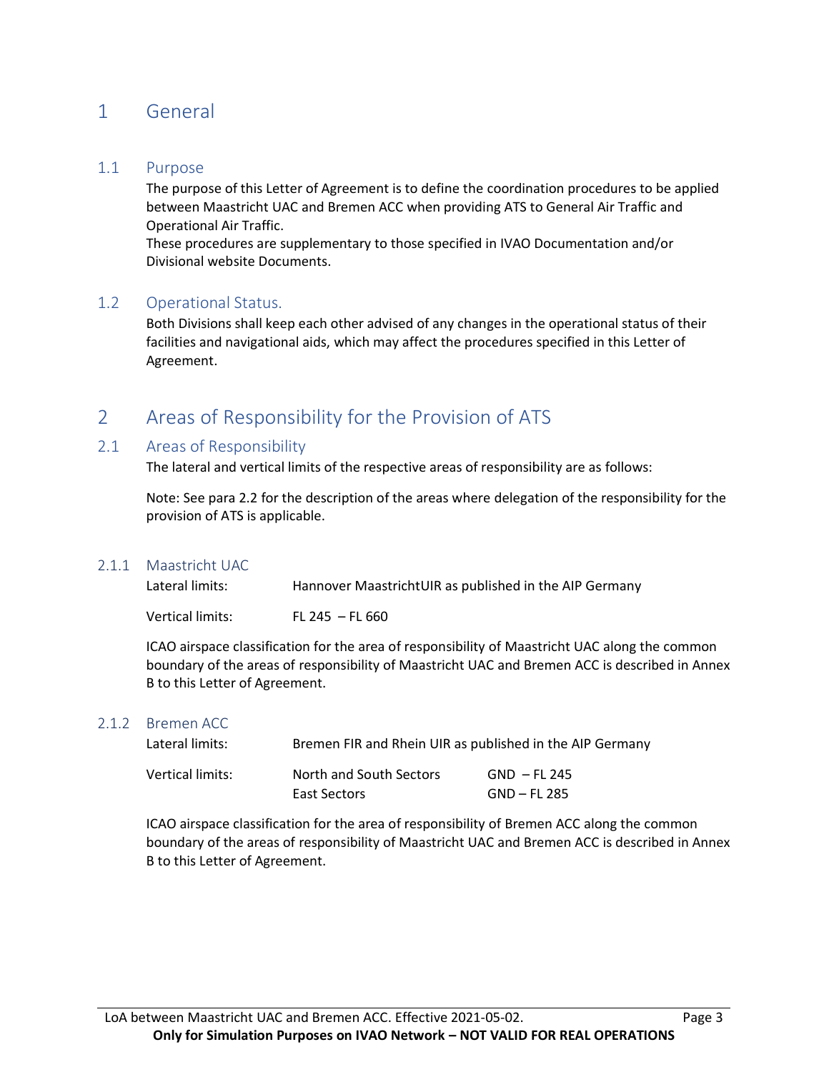# 1 General

## 1.1 Purpose

The purpose of this Letter of Agreement is to define the coordination procedures to be applied between Maastricht UAC and Bremen ACC when providing ATS to General Air Traffic and Operational Air Traffic.
These procedures are supplementary to those specified in IVAO Documentation and/or Divisional website Documents.

## 1.2 Operational Status.

Both Divisions shall keep each other advised of any changes in the operational status of their facilities and navigational aids, which may affect the procedures specified in this Letter of Agreement.

# 2 Areas of Responsibility for the Provision of ATS

## 2.1 Areas of Responsibility

The lateral and vertical limits of the respective areas of responsibility are as follows:

Note: See para 2.2 for the description of the areas where delegation of the responsibility for the provision of ATS is applicable.

### 2.1.1 Maastricht UAC

| | |
|---|---|
| Lateral limits: | Hannover MaastrichtUIR as published in the AIP Germany |
| Vertical limits: | FL 245 – FL 660 |

ICAO airspace classification for the area of responsibility of Maastricht UAC along the common boundary of the areas of responsibility of Maastricht UAC and Bremen ACC is described in Annex B to this Letter of Agreement.

### 2.1.2 Bremen ACC

| | | |
|---|---|---|
| Lateral limits: | Bremen FIR and Rhein UIR as published in the AIP Germany | |
| Vertical limits: | North and South Sectors | GND – FL 245 |
| | East Sectors | GND – FL 285 |

ICAO airspace classification for the area of responsibility of Bremen ACC along the common boundary of the areas of responsibility of Maastricht UAC and Bremen ACC is described in Annex B to this Letter of Agreement.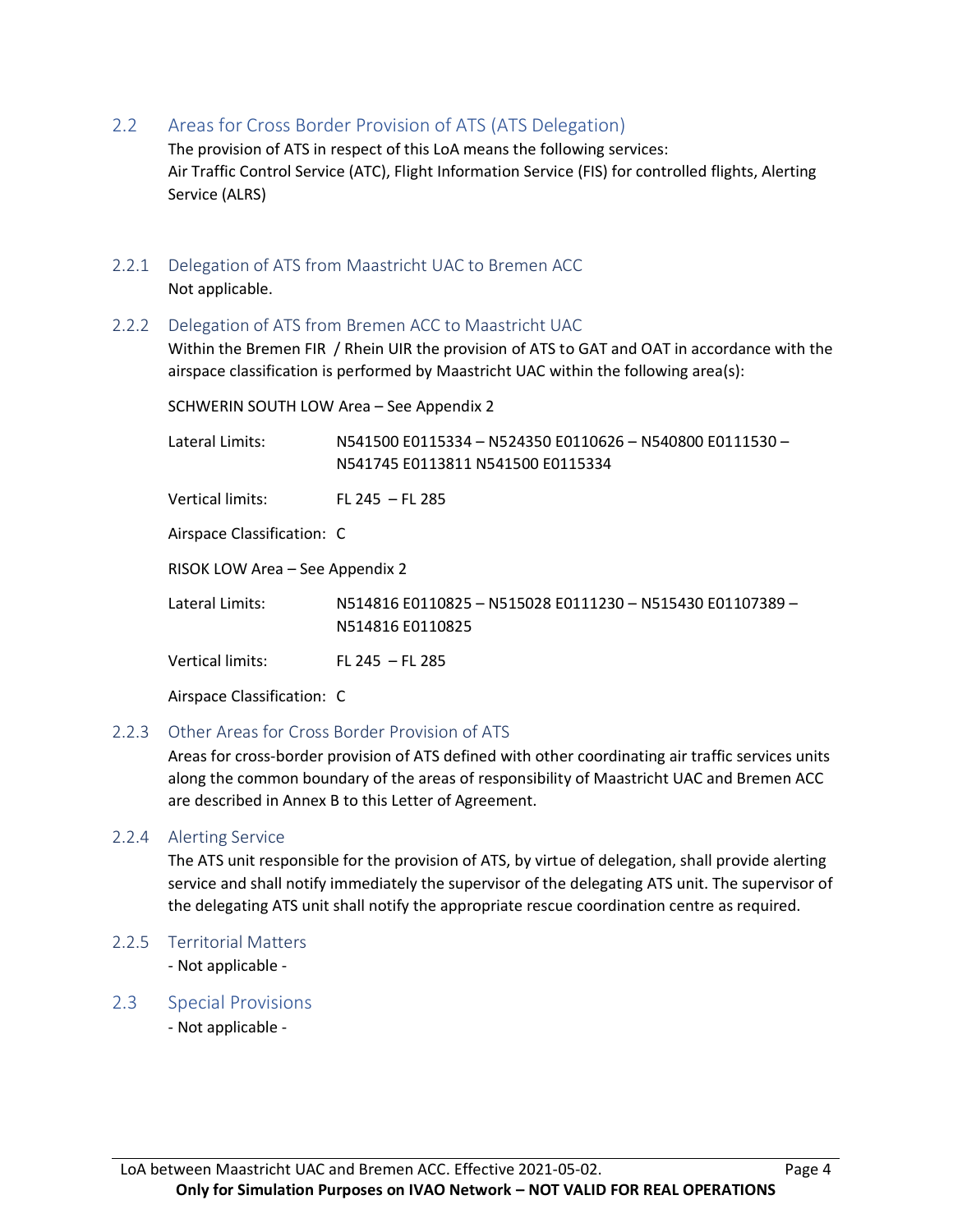## 2.2 Areas for Cross Border Provision of ATS (ATS Delegation)

The provision of ATS in respect of this LoA means the following services:
Air Traffic Control Service (ATC), Flight Information Service (FIS) for controlled flights, Alerting Service (ALRS)

### 2.2.1 Delegation of ATS from Maastricht UAC to Bremen ACC

Not applicable.

### 2.2.2 Delegation of ATS from Bremen ACC to Maastricht UAC

Within the Bremen FIR / Rhein UIR the provision of ATS to GAT and OAT in accordance with the airspace classification is performed by Maastricht UAC within the following area(s):

SCHWERIN SOUTH LOW Area – See Appendix 2

Lateral Limits: N541500 E0115334 – N524350 E0110626 – N540800 E0111530 – N541745 E0113811 N541500 E0115334

Vertical limits: FL 245 – FL 285

Airspace Classification: C

RISOK LOW Area – See Appendix 2

Lateral Limits: N514816 E0110825 – N515028 E0111230 – N515430 E01107389 – N514816 E0110825

Vertical limits: FL 245 – FL 285

Airspace Classification: C

### 2.2.3 Other Areas for Cross Border Provision of ATS

Areas for cross-border provision of ATS defined with other coordinating air traffic services units along the common boundary of the areas of responsibility of Maastricht UAC and Bremen ACC are described in Annex B to this Letter of Agreement.

### 2.2.4 Alerting Service

The ATS unit responsible for the provision of ATS, by virtue of delegation, shall provide alerting service and shall notify immediately the supervisor of the delegating ATS unit. The supervisor of the delegating ATS unit shall notify the appropriate rescue coordination centre as required.

### 2.2.5 Territorial Matters

- Not applicable -

## 2.3 Special Provisions

- Not applicable -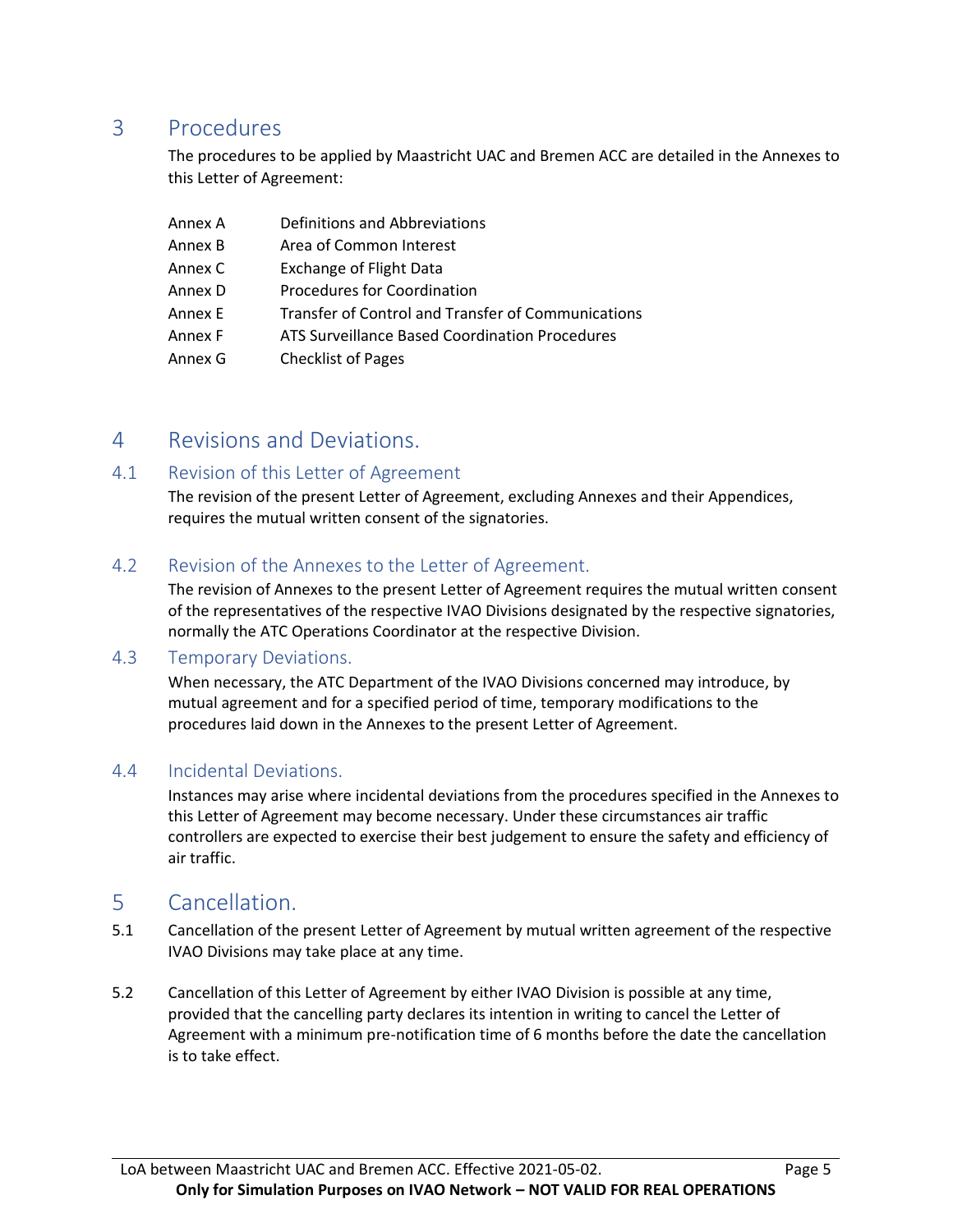# 3 Procedures

The procedures to be applied by Maastricht UAC and Bremen ACC are detailed in the Annexes to this Letter of Agreement:

| | |
|---|---|
| Annex A | Definitions and Abbreviations |
| Annex B | Area of Common Interest |
| Annex C | Exchange of Flight Data |
| Annex D | Procedures for Coordination |
| Annex E | Transfer of Control and Transfer of Communications |
| Annex F | ATS Surveillance Based Coordination Procedures |
| Annex G | Checklist of Pages |

# 4 Revisions and Deviations.

## 4.1 Revision of this Letter of Agreement

The revision of the present Letter of Agreement, excluding Annexes and their Appendices, requires the mutual written consent of the signatories.

## 4.2 Revision of the Annexes to the Letter of Agreement.

The revision of Annexes to the present Letter of Agreement requires the mutual written consent of the representatives of the respective IVAO Divisions designated by the respective signatories, normally the ATC Operations Coordinator at the respective Division.

## 4.3 Temporary Deviations.

When necessary, the ATC Department of the IVAO Divisions concerned may introduce, by mutual agreement and for a specified period of time, temporary modifications to the procedures laid down in the Annexes to the present Letter of Agreement.

## 4.4 Incidental Deviations.

Instances may arise where incidental deviations from the procedures specified in the Annexes to this Letter of Agreement may become necessary. Under these circumstances air traffic controllers are expected to exercise their best judgement to ensure the safety and efficiency of air traffic.

# 5 Cancellation.

5.1 Cancellation of the present Letter of Agreement by mutual written agreement of the respective IVAO Divisions may take place at any time.

5.2 Cancellation of this Letter of Agreement by either IVAO Division is possible at any time, provided that the cancelling party declares its intention in writing to cancel the Letter of Agreement with a minimum pre-notification time of 6 months before the date the cancellation is to take effect.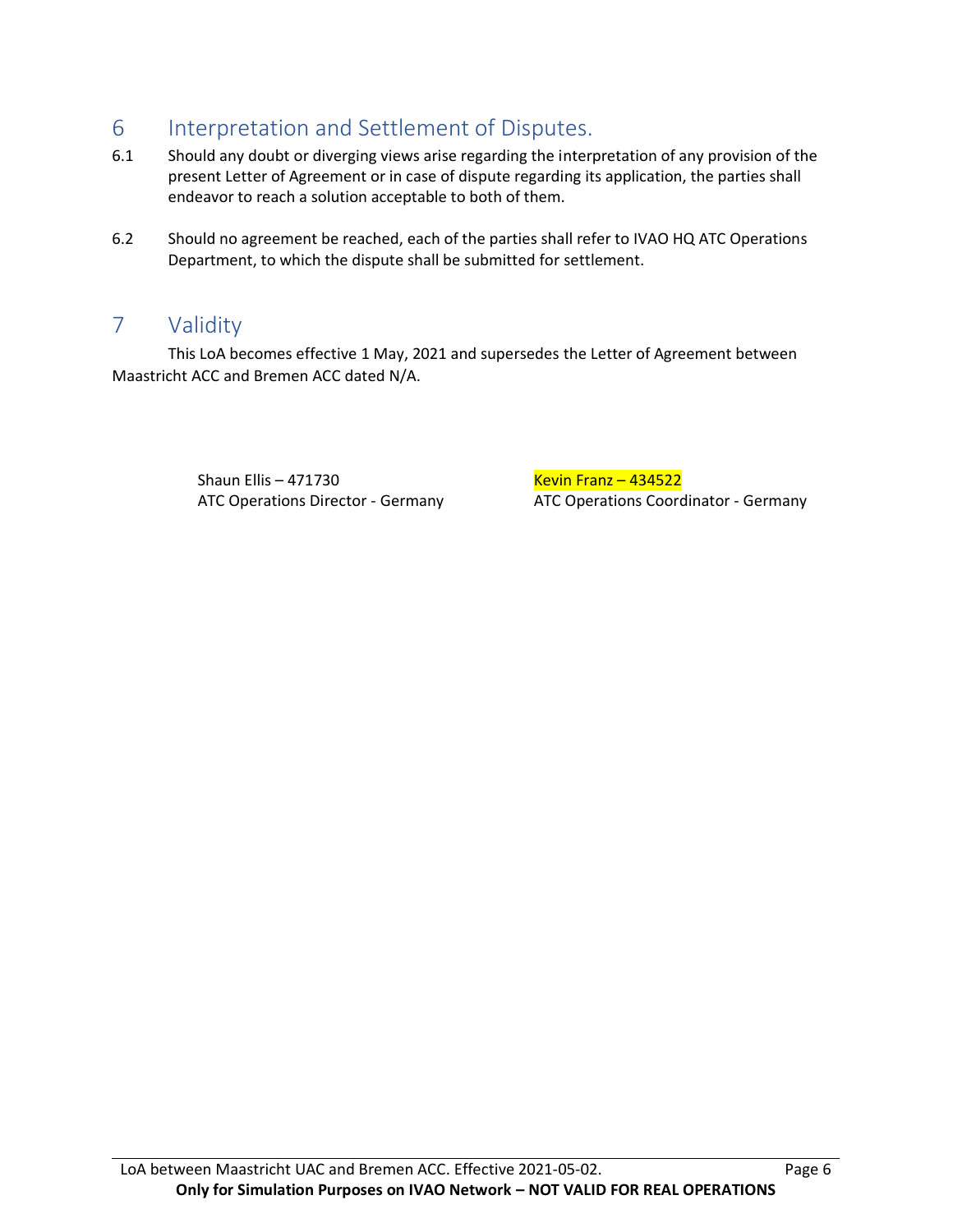## 6 Interpretation and Settlement of Disputes.

6.1 Should any doubt or diverging views arise regarding the interpretation of any provision of the present Letter of Agreement or in case of dispute regarding its application, the parties shall endeavor to reach a solution acceptable to both of them.

6.2 Should no agreement be reached, each of the parties shall refer to IVAO HQ ATC Operations Department, to which the dispute shall be submitted for settlement.

## 7 Validity

This LoA becomes effective 1 May, 2021 and supersedes the Letter of Agreement between Maastricht ACC and Bremen ACC dated N/A.

| | |
|---|---|
| Shaun Ellis – 471730 | Kevin Franz – 434522 |
| ATC Operations Director - Germany | ATC Operations Coordinator - Germany |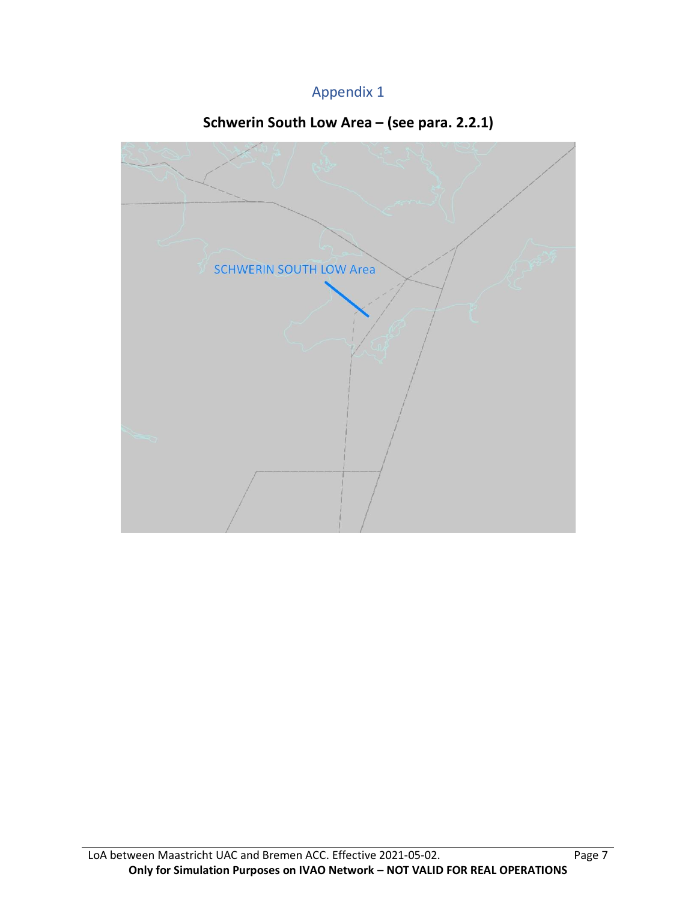## Appendix 1

### Schwerin South Low Area – (see para. 2.2.1)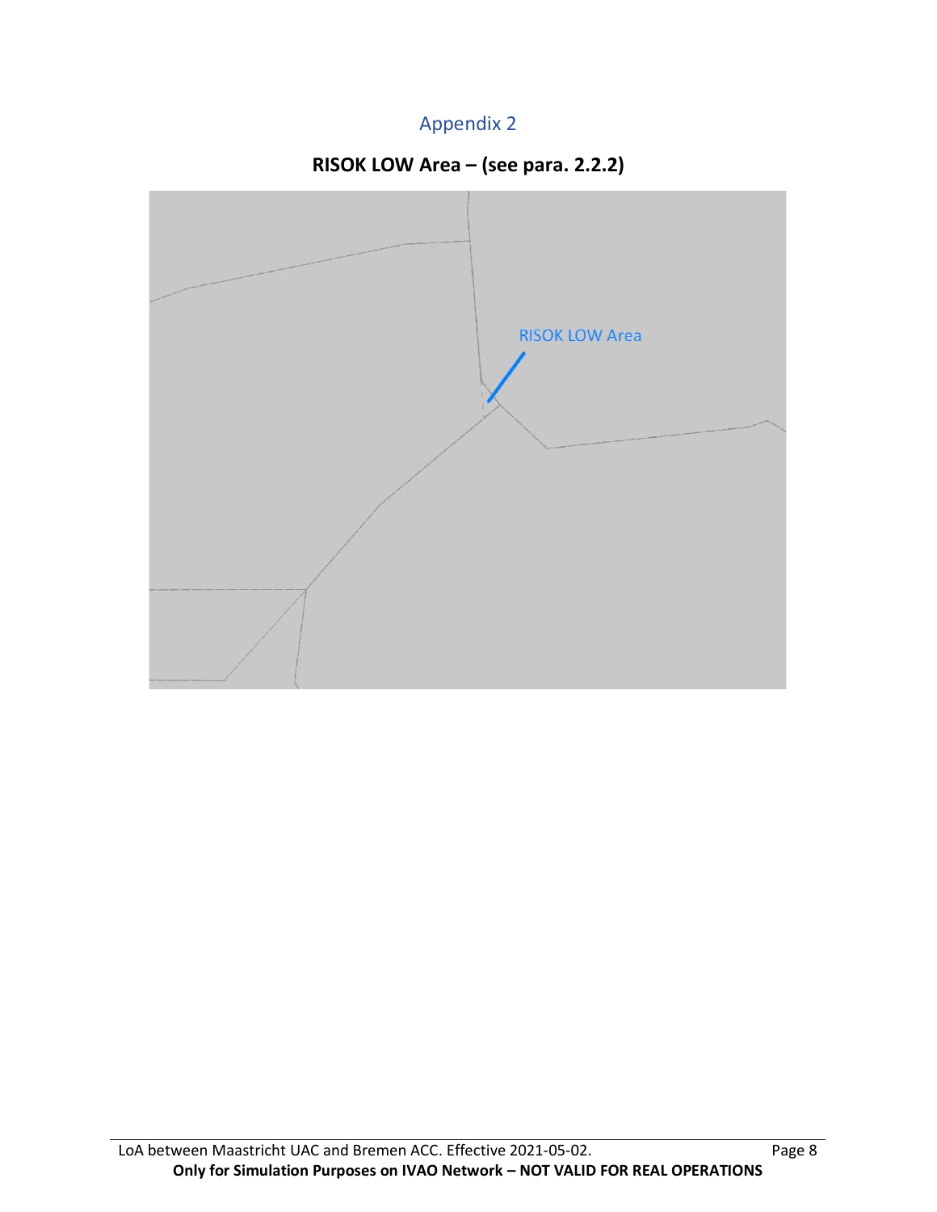# Appendix 2

## RISOK LOW Area – (see para. 2.2.2)

RISOK LOW Area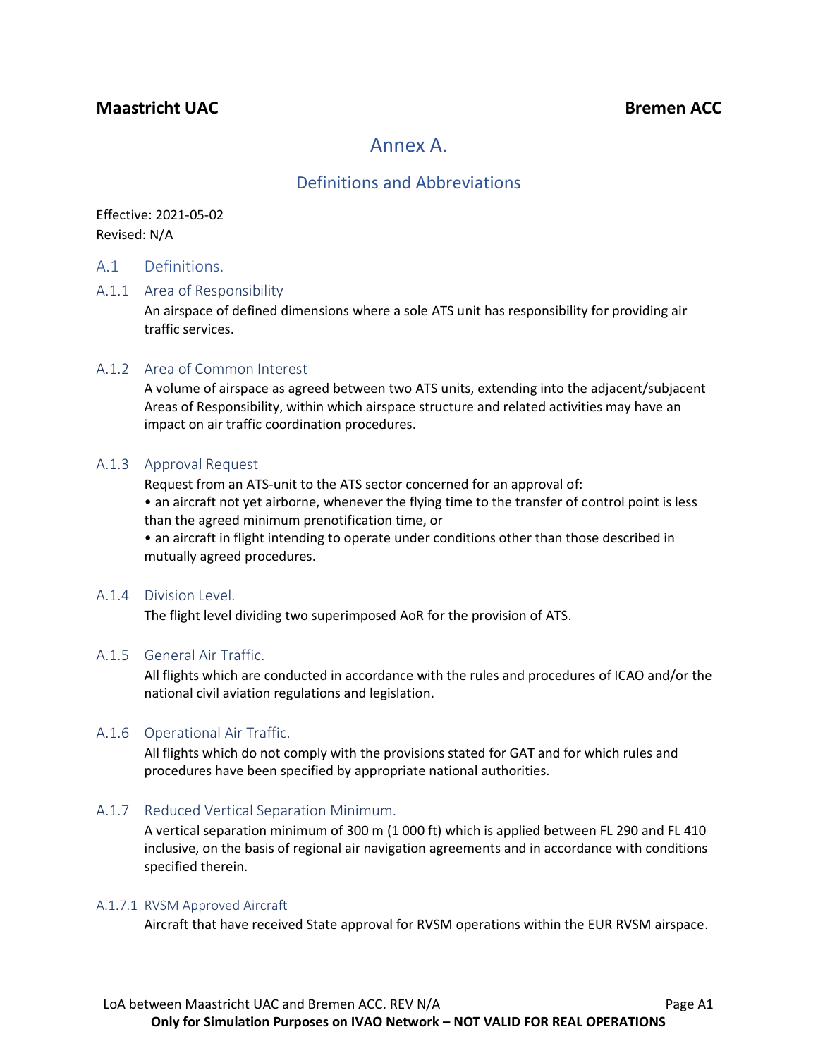**Maastricht UAC** **Bremen ACC**

# Annex A.

## Definitions and Abbreviations

Effective: 2021-05-02
Revised: N/A

## A.1 Definitions.

### A.1.1 Area of Responsibility

An airspace of defined dimensions where a sole ATS unit has responsibility for providing air traffic services.

### A.1.2 Area of Common Interest

A volume of airspace as agreed between two ATS units, extending into the adjacent/subjacent Areas of Responsibility, within which airspace structure and related activities may have an impact on air traffic coordination procedures.

### A.1.3 Approval Request

Request from an ATS-unit to the ATS sector concerned for an approval of:

- an aircraft not yet airborne, whenever the flying time to the transfer of control point is less than the agreed minimum prenotification time, or
- an aircraft in flight intending to operate under conditions other than those described in mutually agreed procedures.

### A.1.4 Division Level.

The flight level dividing two superimposed AoR for the provision of ATS.

### A.1.5 General Air Traffic.

All flights which are conducted in accordance with the rules and procedures of ICAO and/or the national civil aviation regulations and legislation.

### A.1.6 Operational Air Traffic.

All flights which do not comply with the provisions stated for GAT and for which rules and procedures have been specified by appropriate national authorities.

### A.1.7 Reduced Vertical Separation Minimum.

A vertical separation minimum of 300 m (1 000 ft) which is applied between FL 290 and FL 410 inclusive, on the basis of regional air navigation agreements and in accordance with conditions specified therein.

#### A.1.7.1 RVSM Approved Aircraft

Aircraft that have received State approval for RVSM operations within the EUR RVSM airspace.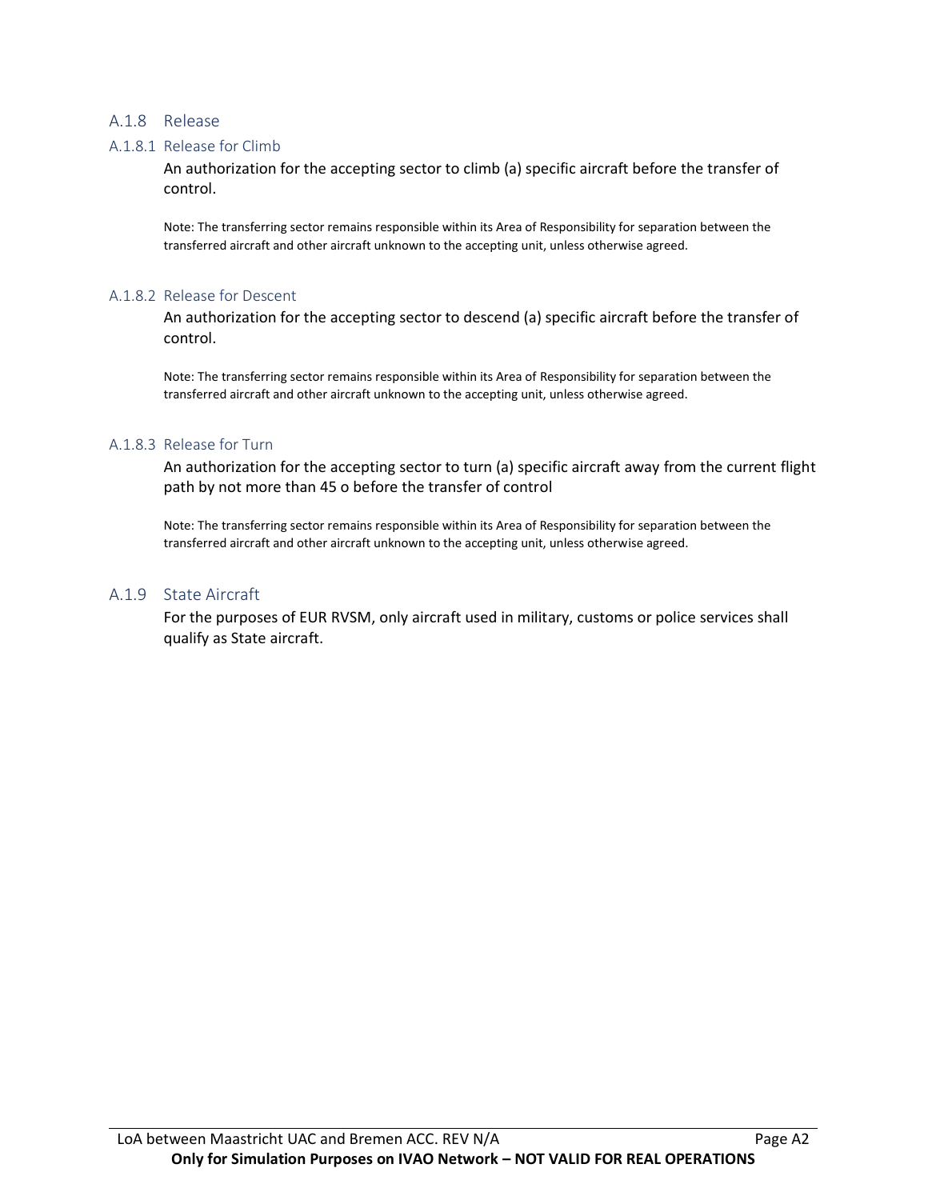### A.1.8 Release

#### A.1.8.1 Release for Climb

An authorization for the accepting sector to climb (a) specific aircraft before the transfer of control.

Note: The transferring sector remains responsible within its Area of Responsibility for separation between the transferred aircraft and other aircraft unknown to the accepting unit, unless otherwise agreed.

#### A.1.8.2 Release for Descent

An authorization for the accepting sector to descend (a) specific aircraft before the transfer of control.

Note: The transferring sector remains responsible within its Area of Responsibility for separation between the transferred aircraft and other aircraft unknown to the accepting unit, unless otherwise agreed.

#### A.1.8.3 Release for Turn

An authorization for the accepting sector to turn (a) specific aircraft away from the current flight path by not more than 45 o before the transfer of control

Note: The transferring sector remains responsible within its Area of Responsibility for separation between the transferred aircraft and other aircraft unknown to the accepting unit, unless otherwise agreed.

### A.1.9 State Aircraft

For the purposes of EUR RVSM, only aircraft used in military, customs or police services shall qualify as State aircraft.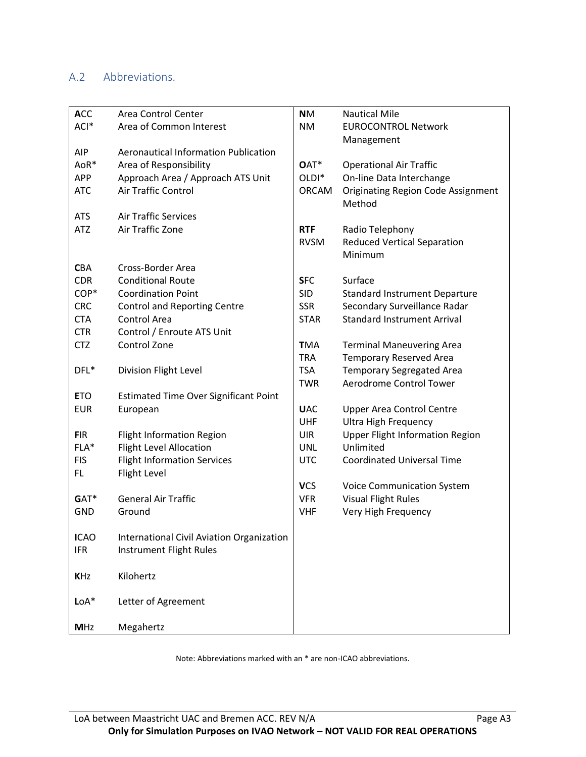## A.2 Abbreviations.

| Abbreviation | Meaning |
|---|---|
| **A**CC | Area Control Center |
| ACI* | Area of Common Interest |
| AIP | Aeronautical Information Publication |
| AoR* | Area of Responsibility |
| APP | Approach Area / Approach ATS Unit |
| ATC | Air Traffic Control |
| ATS | Air Traffic Services |
| ATZ | Air Traffic Zone |
| **C**BA | Cross-Border Area |
| CDR | Conditional Route |
| COP* | Coordination Point |
| CRC | Control and Reporting Centre |
| CTA | Control Area |
| CTR | Control / Enroute ATS Unit |
| CTZ | Control Zone |
| DFL* | Division Flight Level |
| **E**TO | Estimated Time Over Significant Point |
| EUR | European |
| **F**IR | Flight Information Region |
| FLA* | Flight Level Allocation |
| FIS | Flight Information Services |
| FL | Flight Level |
| **G**AT* | General Air Traffic |
| GND | Ground |
| **I**CAO | International Civil Aviation Organization |
| IFR | Instrument Flight Rules |
| **K**Hz | Kilohertz |
| **L**oA* | Letter of Agreement |
| **M**Hz | Megahertz |
| **N**M | Nautical Mile |
| NM | EUROCONTROL Network Management |
| **O**AT* | Operational Air Traffic |
| OLDI* | On-line Data Interchange |
| ORCAM | Originating Region Code Assignment Method |
| **RTF** | Radio Telephony |
| RVSM | Reduced Vertical Separation Minimum |
| **S**FC | Surface |
| SID | Standard Instrument Departure |
| SSR | Secondary Surveillance Radar |
| STAR | Standard Instrument Arrival |
| **T**MA | Terminal Maneuvering Area |
| TRA | Temporary Reserved Area |
| TSA | Temporary Segregated Area |
| TWR | Aerodrome Control Tower |
| **U**AC | Upper Area Control Centre |
| UHF | Ultra High Frequency |
| UIR | Upper Flight Information Region |
| UNL | Unlimited |
| UTC | Coordinated Universal Time |
| **V**CS | Voice Communication System |
| VFR | Visual Flight Rules |
| VHF | Very High Frequency |

Note: Abbreviations marked with an * are non-ICAO abbreviations.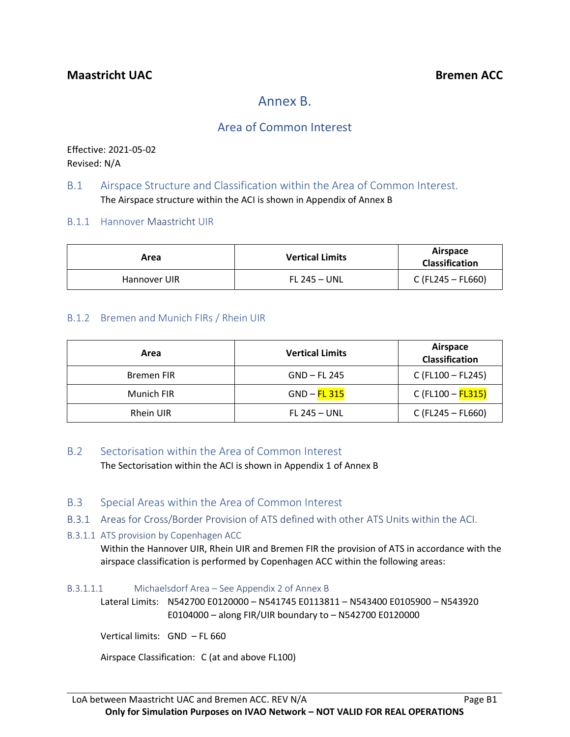**Maastricht UAC** **Bremen ACC**

# Annex B.

## Area of Common Interest

Effective: 2021-05-02
Revised: N/A

## B.1 Airspace Structure and Classification within the Area of Common Interest.

The Airspace structure within the ACI is shown in Appendix of Annex B

### B.1.1 Hannover Maastricht UIR

| Area | Vertical Limits | Airspace Classification |
|---|---|---|
| Hannover UIR | FL 245 – UNL | C (FL245 – FL660) |

### B.1.2 Bremen and Munich FIRs / Rhein UIR

| Area | Vertical Limits | Airspace Classification |
|---|---|---|
| Bremen FIR | GND – FL 245 | C (FL100 – FL245) |
| Munich FIR | GND – FL 315 | C (FL100 – FL315) |
| Rhein UIR | FL 245 – UNL | C (FL245 – FL660) |

## B.2 Sectorisation within the Area of Common Interest

The Sectorisation within the ACI is shown in Appendix 1 of Annex B

## B.3 Special Areas within the Area of Common Interest

### B.3.1 Areas for Cross/Border Provision of ATS defined with other ATS Units within the ACI.

#### B.3.1.1 ATS provision by Copenhagen ACC

Within the Hannover UIR, Rhein UIR and Bremen FIR the provision of ATS in accordance with the airspace classification is performed by Copenhagen ACC within the following areas:

##### B.3.1.1.1 Michaelsdorf Area – See Appendix 2 of Annex B

Lateral Limits: N542700 E0120000 – N541745 E0113811 – N543400 E0105900 – N543920 E0104000 – along FIR/UIR boundary to – N542700 E0120000

Vertical limits: GND – FL 660

Airspace Classification: C (at and above FL100)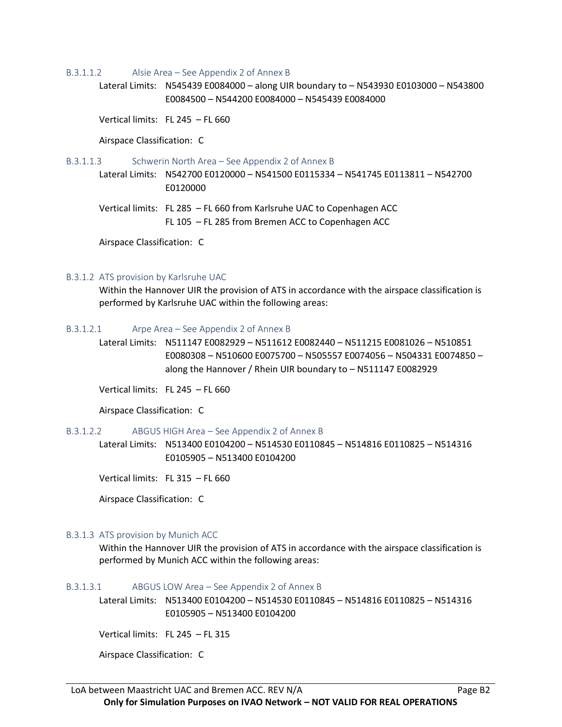#### B.3.1.1.2 Alsie Area – See Appendix 2 of Annex B

Lateral Limits: N545439 E0084000 – along UIR boundary to – N543930 E0103000 – N543800 E0084500 – N544200 E0084000 – N545439 E0084000

Vertical limits: FL 245 – FL 660

Airspace Classification: C

#### B.3.1.1.3 Schwerin North Area – See Appendix 2 of Annex B

Lateral Limits: N542700 E0120000 – N541500 E0115334 – N541745 E0113811 – N542700 E0120000

Vertical limits: FL 285 – FL 660 from Karlsruhe UAC to Copenhagen ACC
FL 105 – FL 285 from Bremen ACC to Copenhagen ACC

Airspace Classification: C

### B.3.1.2 ATS provision by Karlsruhe UAC

Within the Hannover UIR the provision of ATS in accordance with the airspace classification is performed by Karlsruhe UAC within the following areas:

#### B.3.1.2.1 Arpe Area – See Appendix 2 of Annex B

Lateral Limits: N511147 E0082929 – N511612 E0082440 – N511215 E0081026 – N510851 E0080308 – N510600 E0075700 – N505557 E0074056 – N504331 E0074850 – along the Hannover / Rhein UIR boundary to – N511147 E0082929

Vertical limits: FL 245 – FL 660

Airspace Classification: C

#### B.3.1.2.2 ABGUS HIGH Area – See Appendix 2 of Annex B

Lateral Limits: N513400 E0104200 – N514530 E0110845 – N514816 E0110825 – N514316 E0105905 – N513400 E0104200

Vertical limits: FL 315 – FL 660

Airspace Classification: C

### B.3.1.3 ATS provision by Munich ACC

Within the Hannover UIR the provision of ATS in accordance with the airspace classification is performed by Munich ACC within the following areas:

#### B.3.1.3.1 ABGUS LOW Area – See Appendix 2 of Annex B

Lateral Limits: N513400 E0104200 – N514530 E0110845 – N514816 E0110825 – N514316 E0105905 – N513400 E0104200

Vertical limits: FL 245 – FL 315

Airspace Classification: C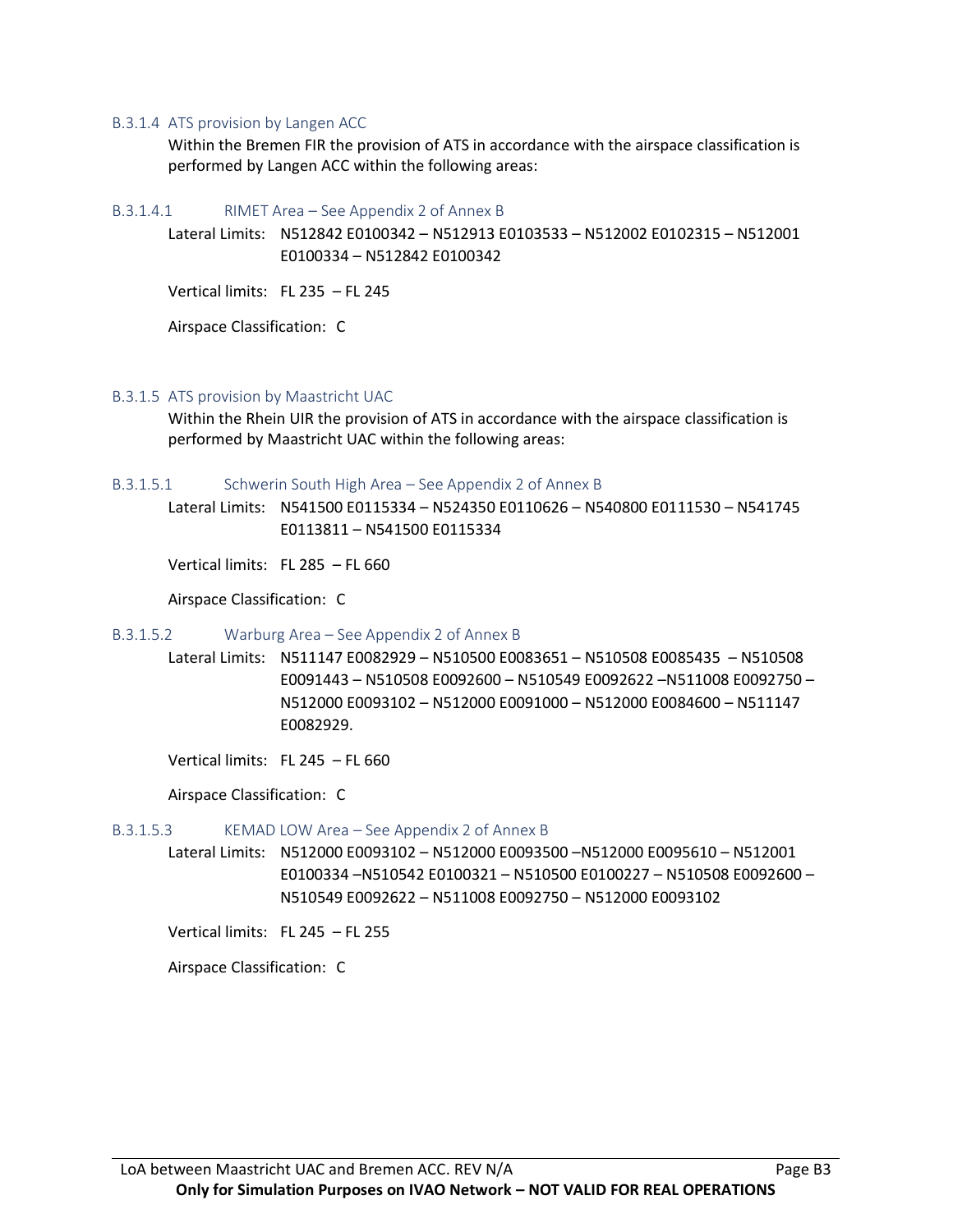#### B.3.1.4 ATS provision by Langen ACC

Within the Bremen FIR the provision of ATS in accordance with the airspace classification is performed by Langen ACC within the following areas:

##### B.3.1.4.1 RIMET Area – See Appendix 2 of Annex B

Lateral Limits: N512842 E0100342 – N512913 E0103533 – N512002 E0102315 – N512001 E0100334 – N512842 E0100342

Vertical limits: FL 235 – FL 245

Airspace Classification: C

#### B.3.1.5 ATS provision by Maastricht UAC

Within the Rhein UIR the provision of ATS in accordance with the airspace classification is performed by Maastricht UAC within the following areas:

##### B.3.1.5.1 Schwerin South High Area – See Appendix 2 of Annex B

Lateral Limits: N541500 E0115334 – N524350 E0110626 – N540800 E0111530 – N541745 E0113811 – N541500 E0115334

Vertical limits: FL 285 – FL 660

Airspace Classification: C

##### B.3.1.5.2 Warburg Area – See Appendix 2 of Annex B

Lateral Limits: N511147 E0082929 – N510500 E0083651 – N510508 E0085435 – N510508 E0091443 – N510508 E0092600 – N510549 E0092622 –N511008 E0092750 – N512000 E0093102 – N512000 E0091000 – N512000 E0084600 – N511147 E0082929.

Vertical limits: FL 245 – FL 660

Airspace Classification: C

##### B.3.1.5.3 KEMAD LOW Area – See Appendix 2 of Annex B

Lateral Limits: N512000 E0093102 – N512000 E0093500 –N512000 E0095610 – N512001 E0100334 –N510542 E0100321 – N510500 E0100227 – N510508 E0092600 – N510549 E0092622 – N511008 E0092750 – N512000 E0093102

Vertical limits: FL 245 – FL 255

Airspace Classification: C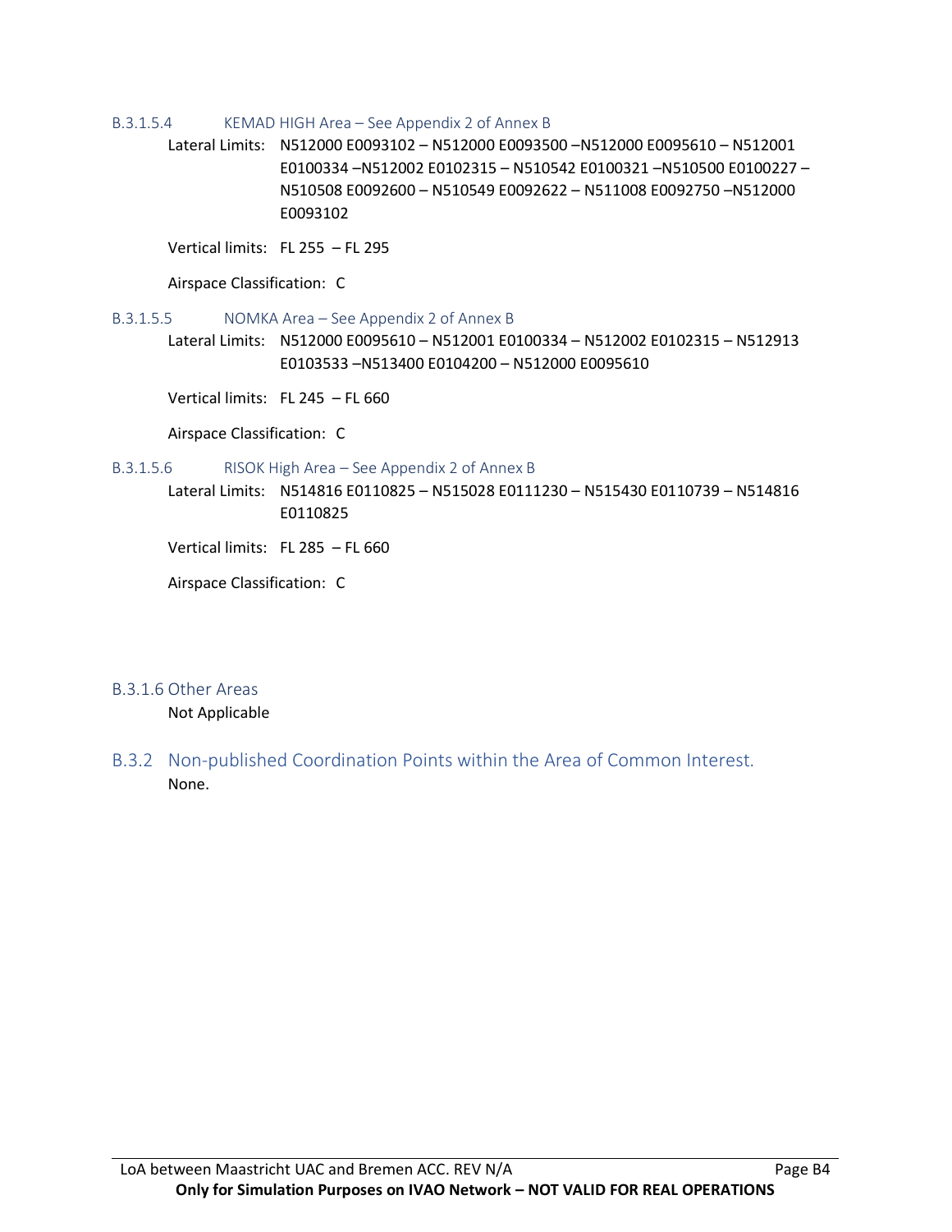##### B.3.1.5.4 KEMAD HIGH Area – See Appendix 2 of Annex B

Lateral Limits: N512000 E0093102 – N512000 E0093500 –N512000 E0095610 – N512001 E0100334 –N512002 E0102315 – N510542 E0100321 –N510500 E0100227 – N510508 E0092600 – N510549 E0092622 – N511008 E0092750 –N512000 E0093102

Vertical limits: FL 255 – FL 295

Airspace Classification: C

##### B.3.1.5.5 NOMKA Area – See Appendix 2 of Annex B

Lateral Limits: N512000 E0095610 – N512001 E0100334 – N512002 E0102315 – N512913 E0103533 –N513400 E0104200 – N512000 E0095610

Vertical limits: FL 245 – FL 660

Airspace Classification: C

##### B.3.1.5.6 RISOK High Area – See Appendix 2 of Annex B

Lateral Limits: N514816 E0110825 – N515028 E0111230 – N515430 E0110739 – N514816 E0110825

Vertical limits: FL 285 – FL 660

Airspace Classification: C

#### B.3.1.6 Other Areas

Not Applicable

### B.3.2 Non-published Coordination Points within the Area of Common Interest.

None.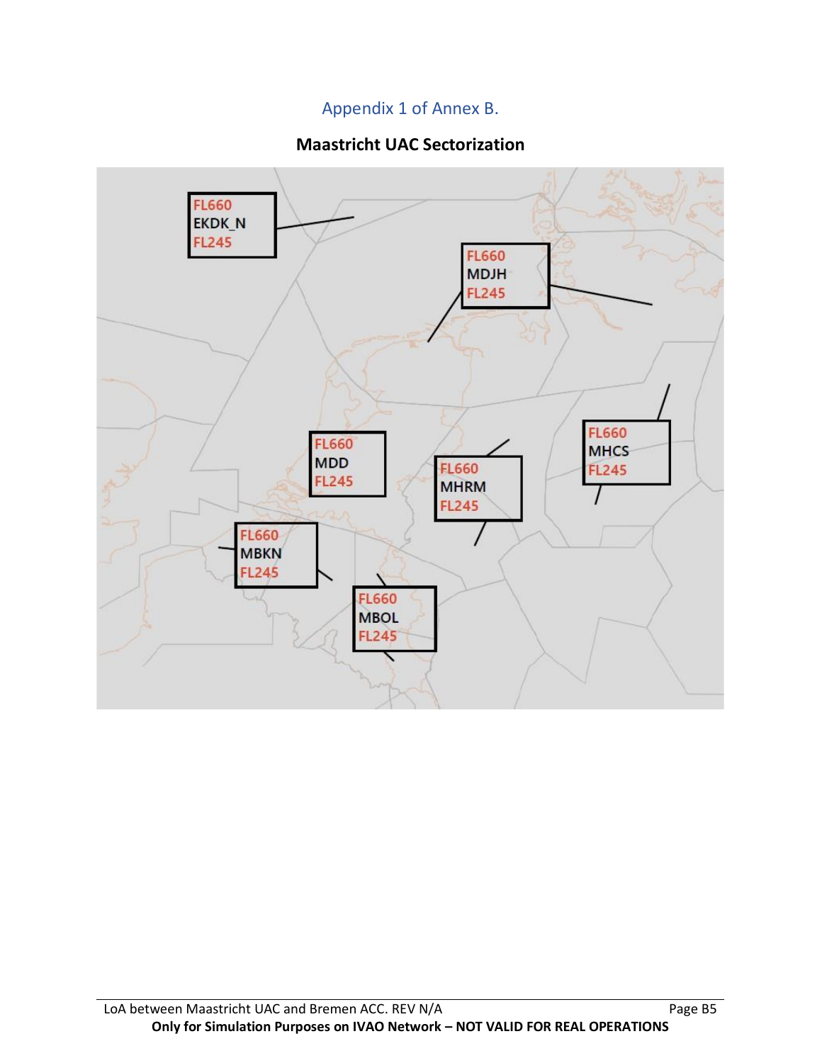## Appendix 1 of Annex B.

### Maastricht UAC Sectorization

FL660
EKDK_N
FL245

FL660
MDJH
FL245

FL660
MHCS
FL245

FL660
MDD
FL245

FL660
MHRM
FL245

FL660
MBKN
FL245

FL660
MBOL
FL245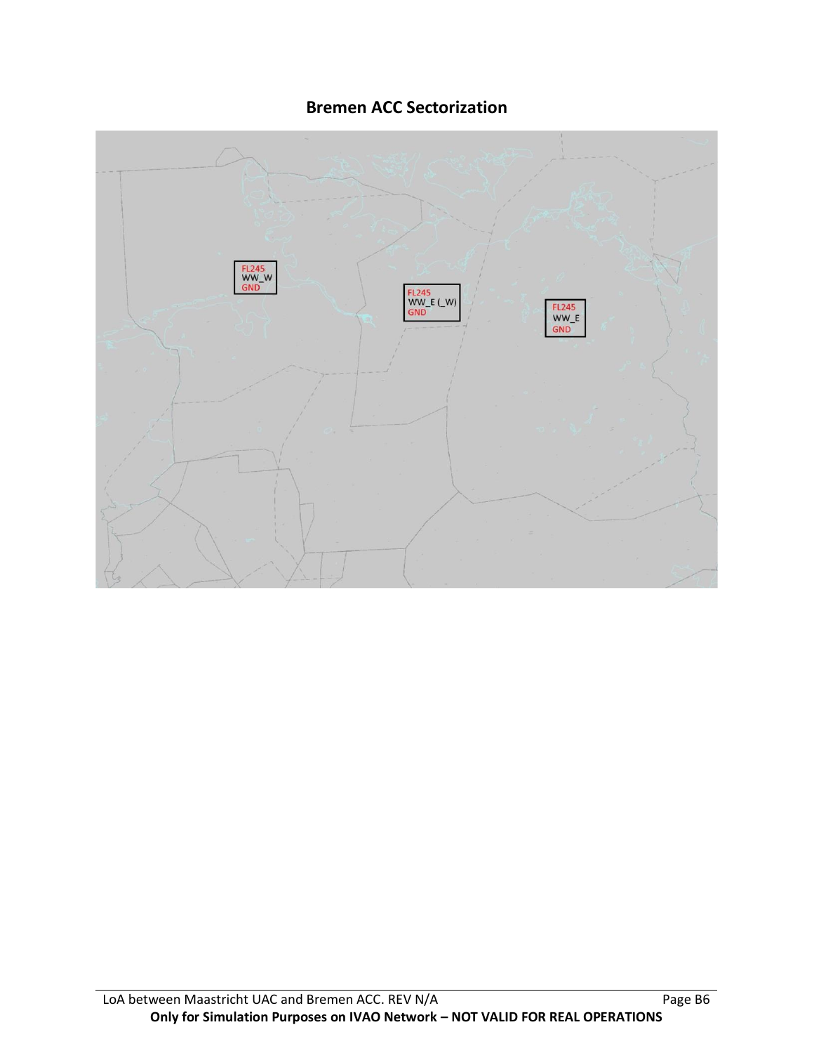## Bremen ACC Sectorization

FL245
WW_W
GND

FL245
WW_E (_W)
GND

FL245
WW_E
GND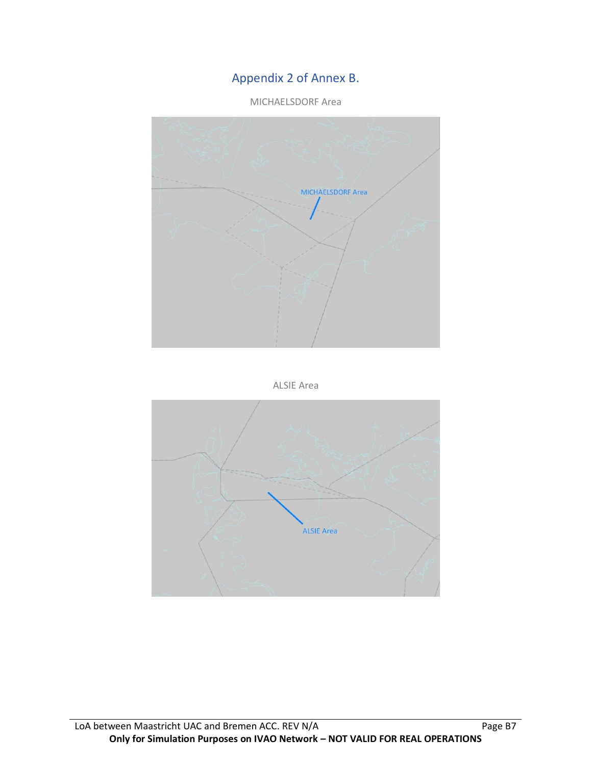# Appendix 2 of Annex B.

MICHAELSDORF Area

ALSIE Area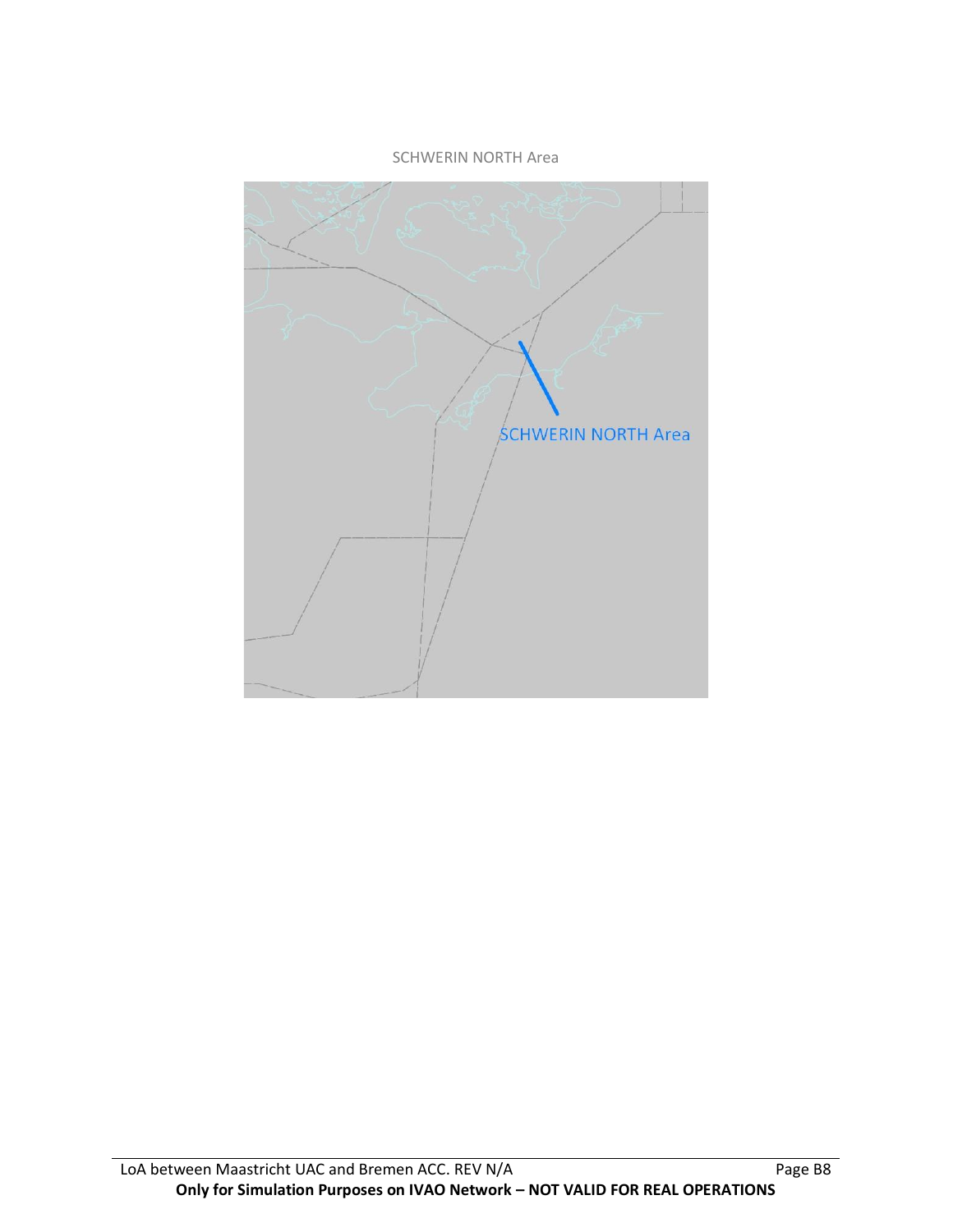SCHWERIN NORTH Area

SCHWERIN NORTH Area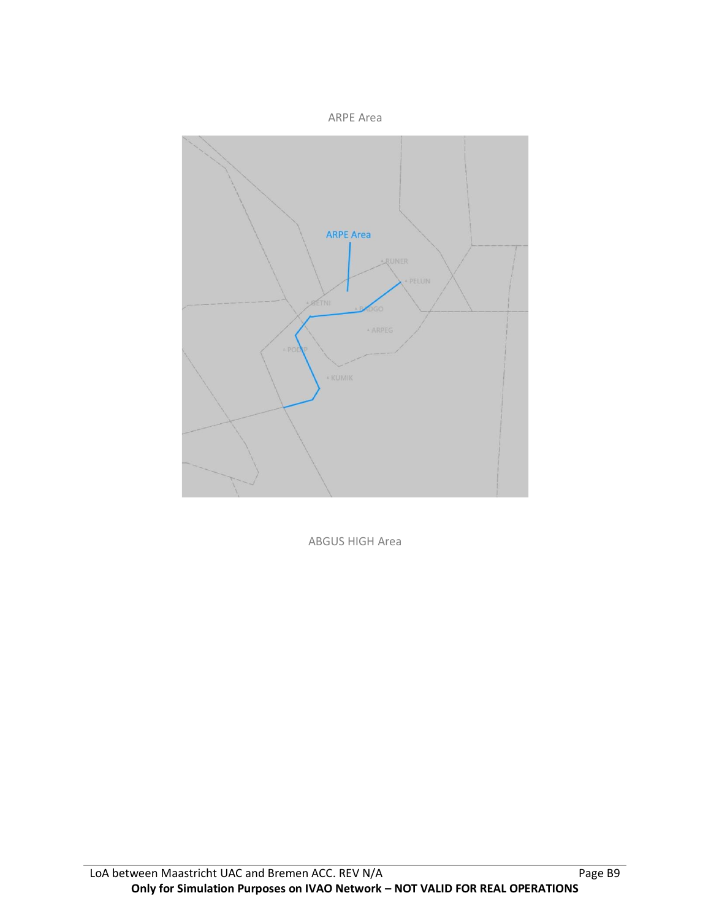ARPE Area

ABGUS HIGH Area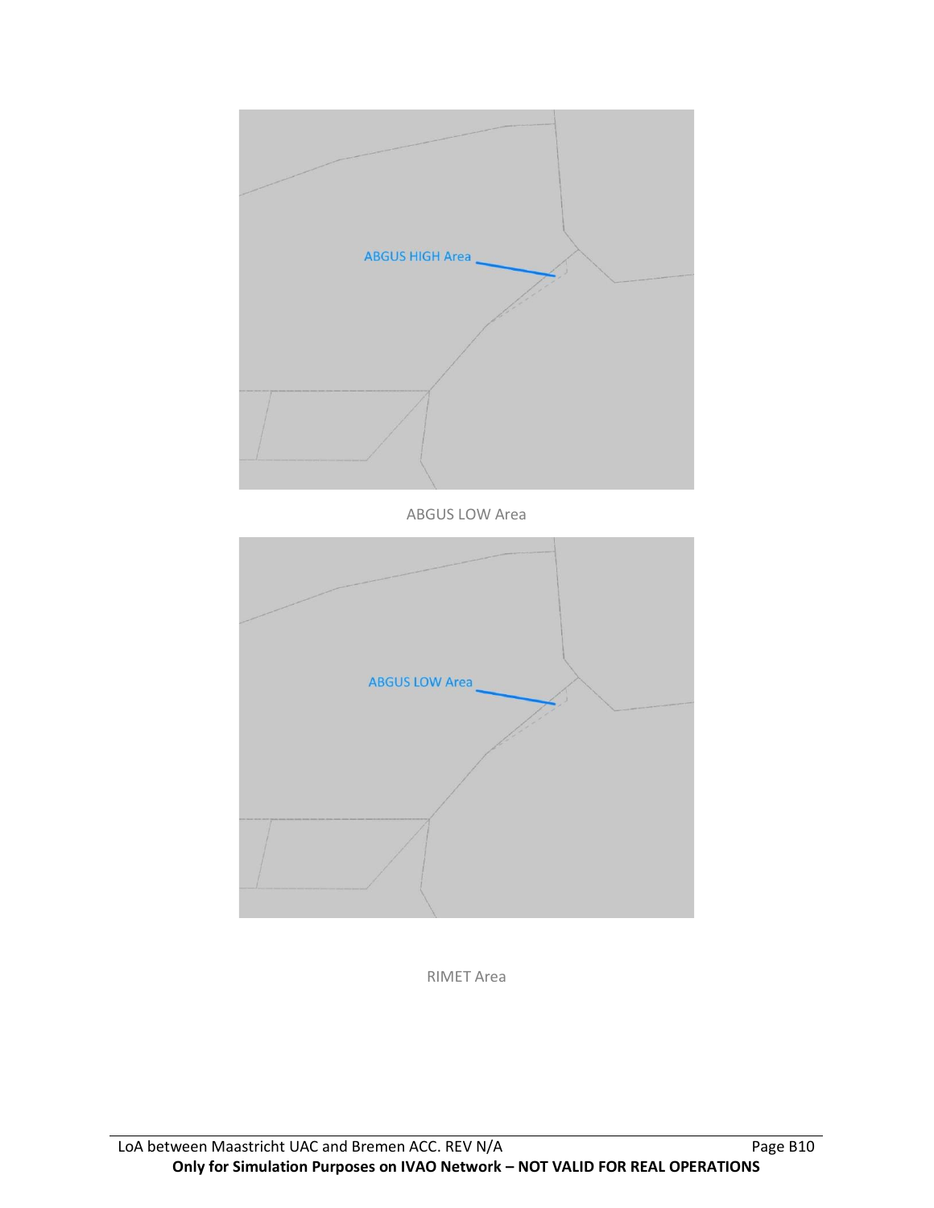ABGUS LOW Area

RIMET Area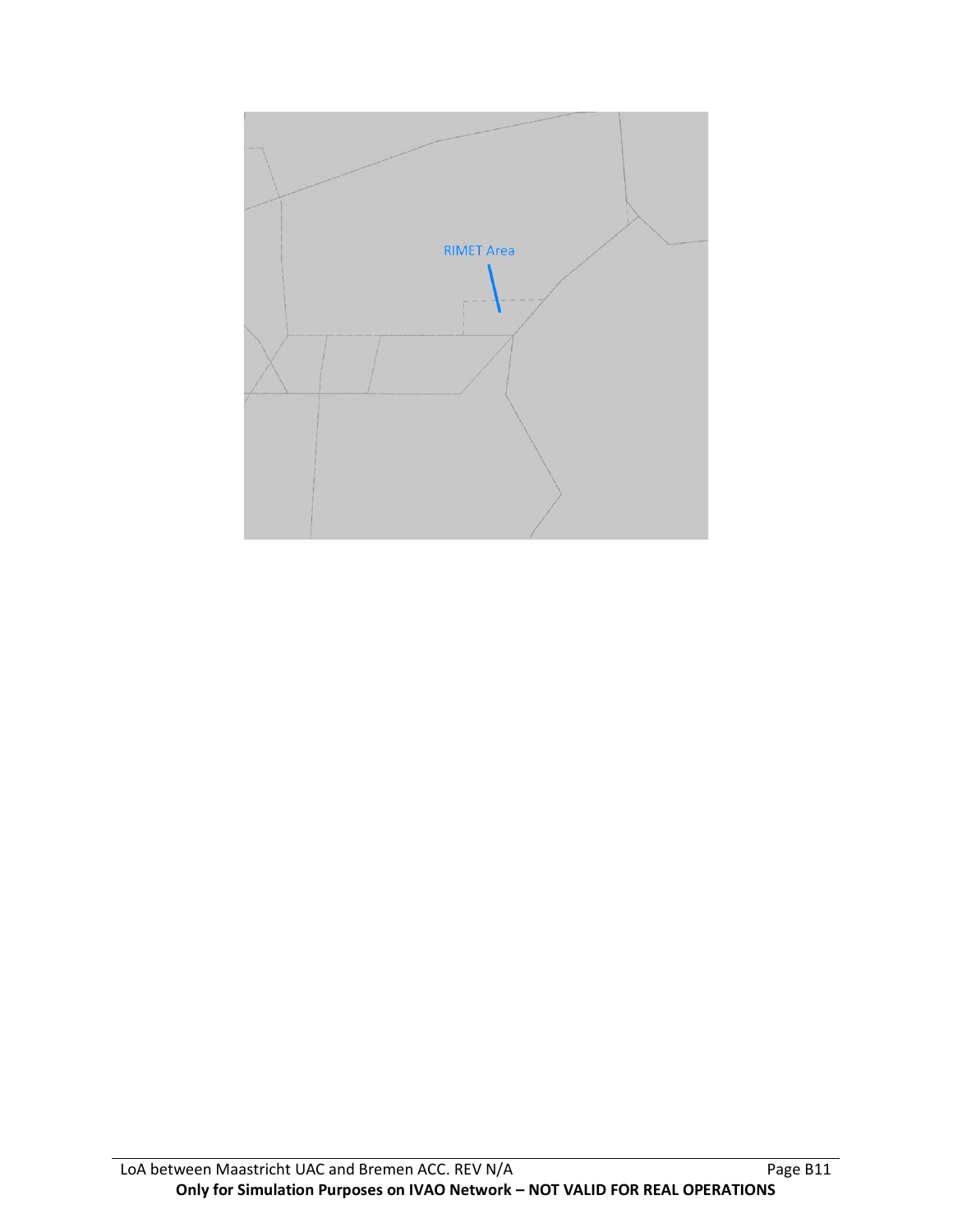RIMET Area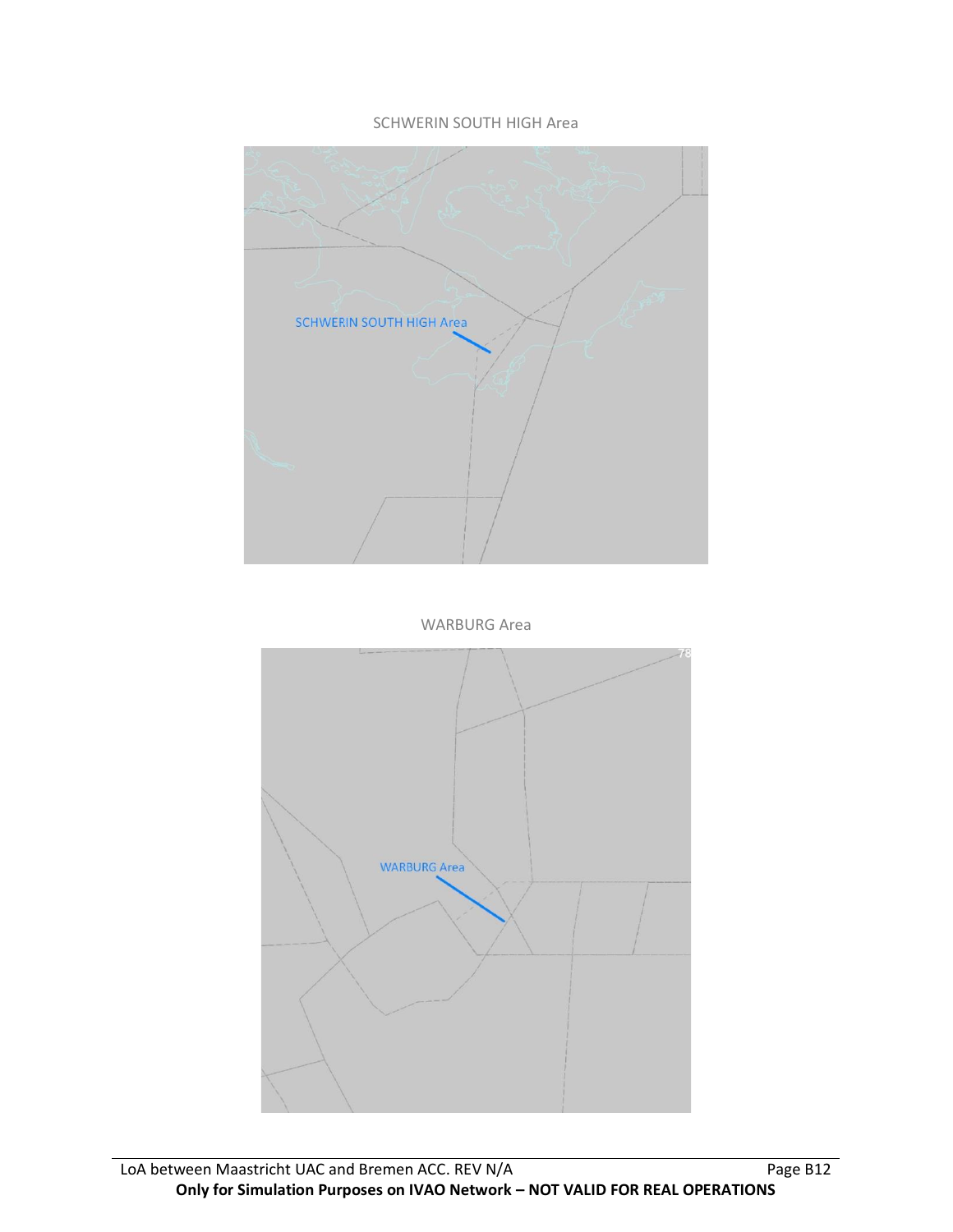SCHWERIN SOUTH HIGH Area

WARBURG Area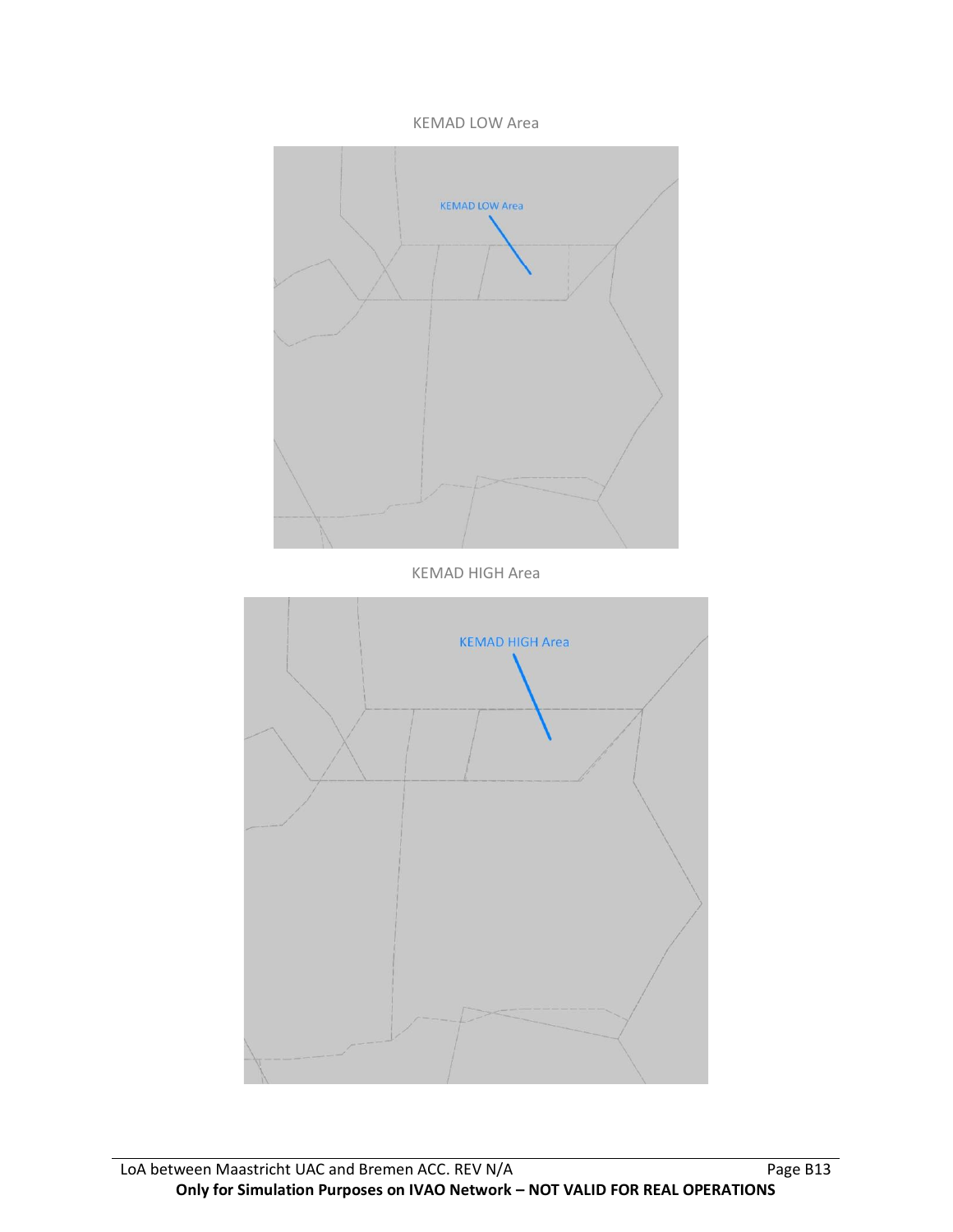KEMAD LOW Area

KEMAD HIGH Area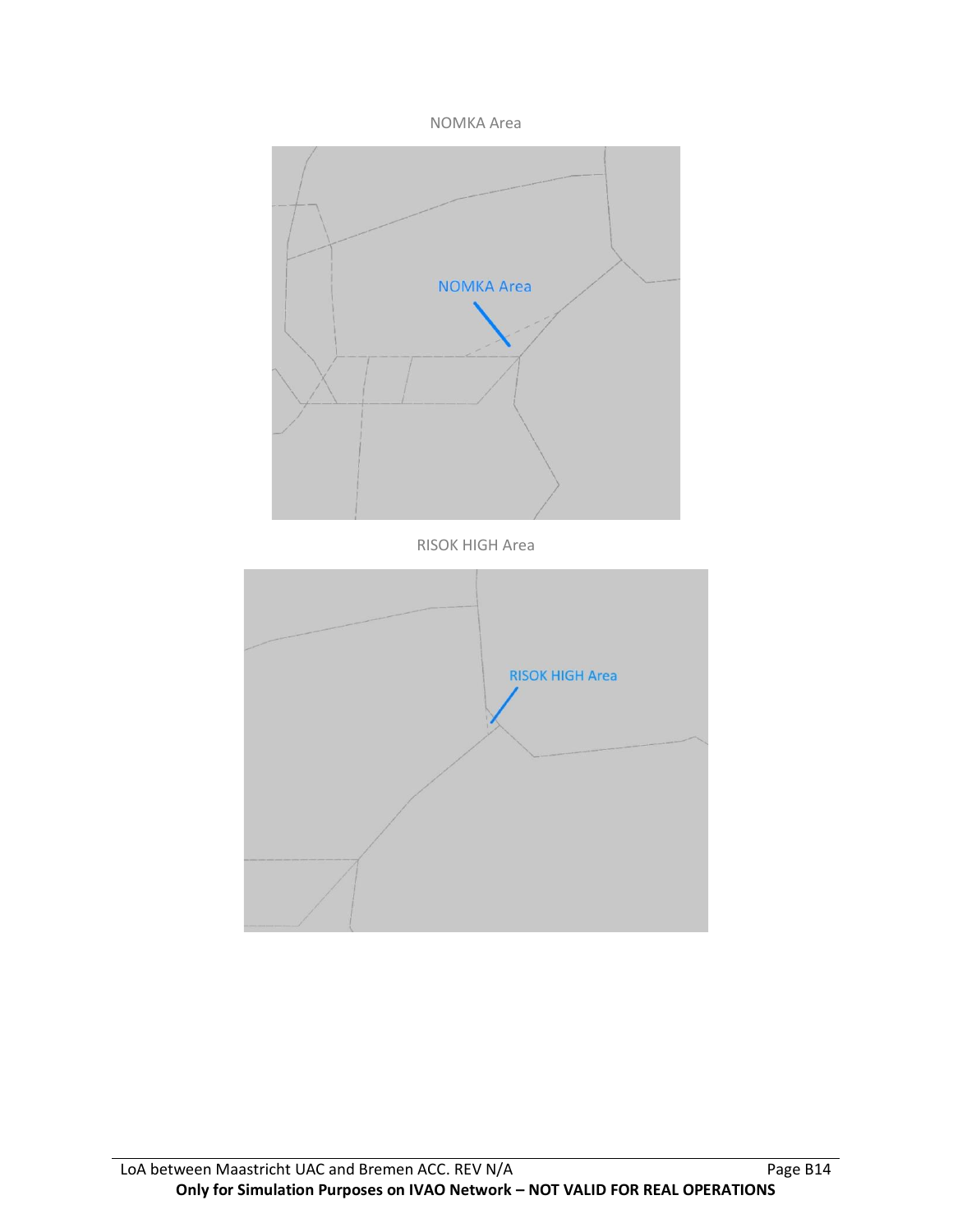NOMKA Area

RISOK HIGH Area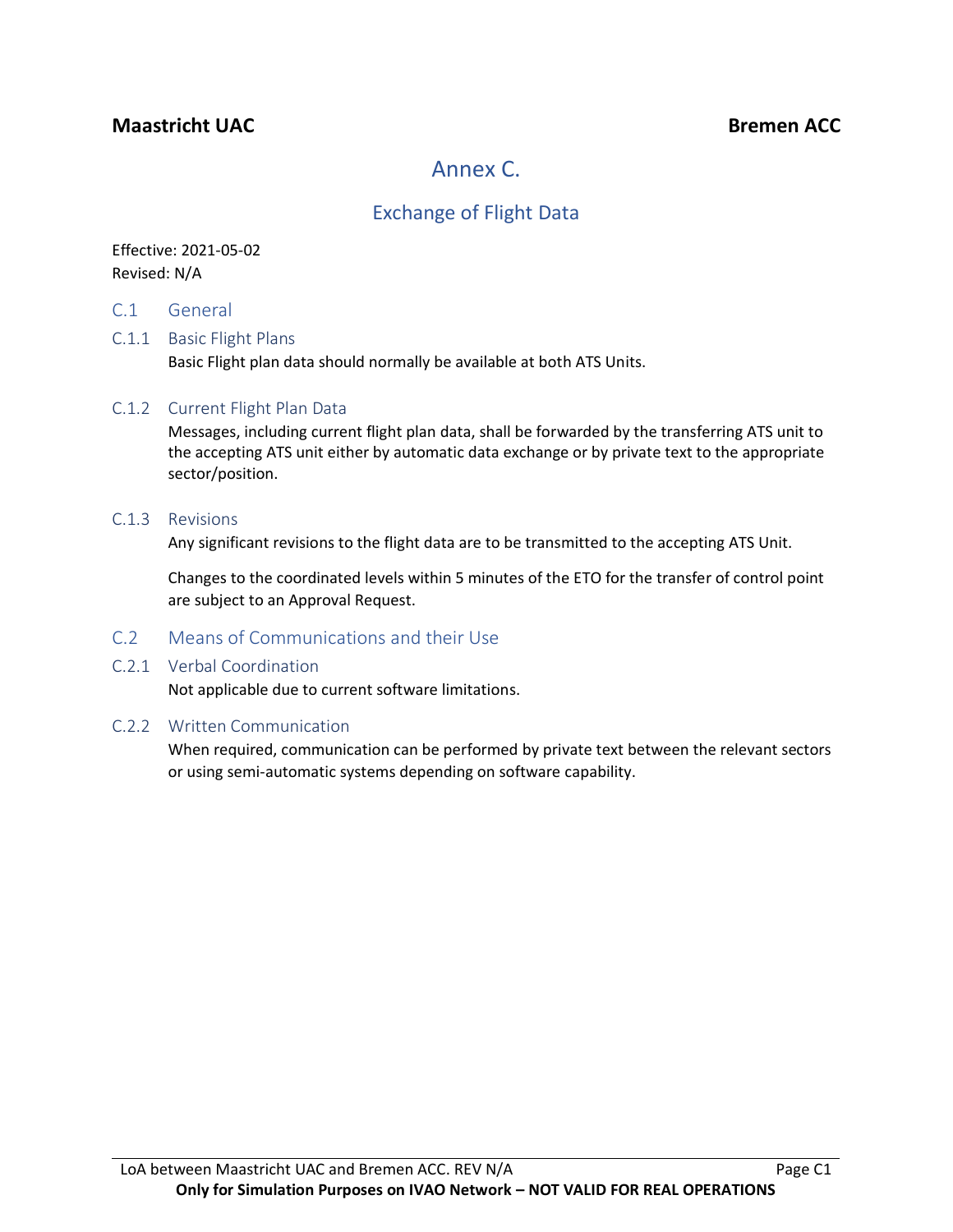# Annex C.

## Exchange of Flight Data

Effective: 2021-05-02
Revised: N/A

### C.1 General

#### C.1.1 Basic Flight Plans

Basic Flight plan data should normally be available at both ATS Units.

#### C.1.2 Current Flight Plan Data

Messages, including current flight plan data, shall be forwarded by the transferring ATS unit to the accepting ATS unit either by automatic data exchange or by private text to the appropriate sector/position.

#### C.1.3 Revisions

Any significant revisions to the flight data are to be transmitted to the accepting ATS Unit.

Changes to the coordinated levels within 5 minutes of the ETO for the transfer of control point are subject to an Approval Request.

### C.2 Means of Communications and their Use

#### C.2.1 Verbal Coordination

Not applicable due to current software limitations.

#### C.2.2 Written Communication

When required, communication can be performed by private text between the relevant sectors or using semi-automatic systems depending on software capability.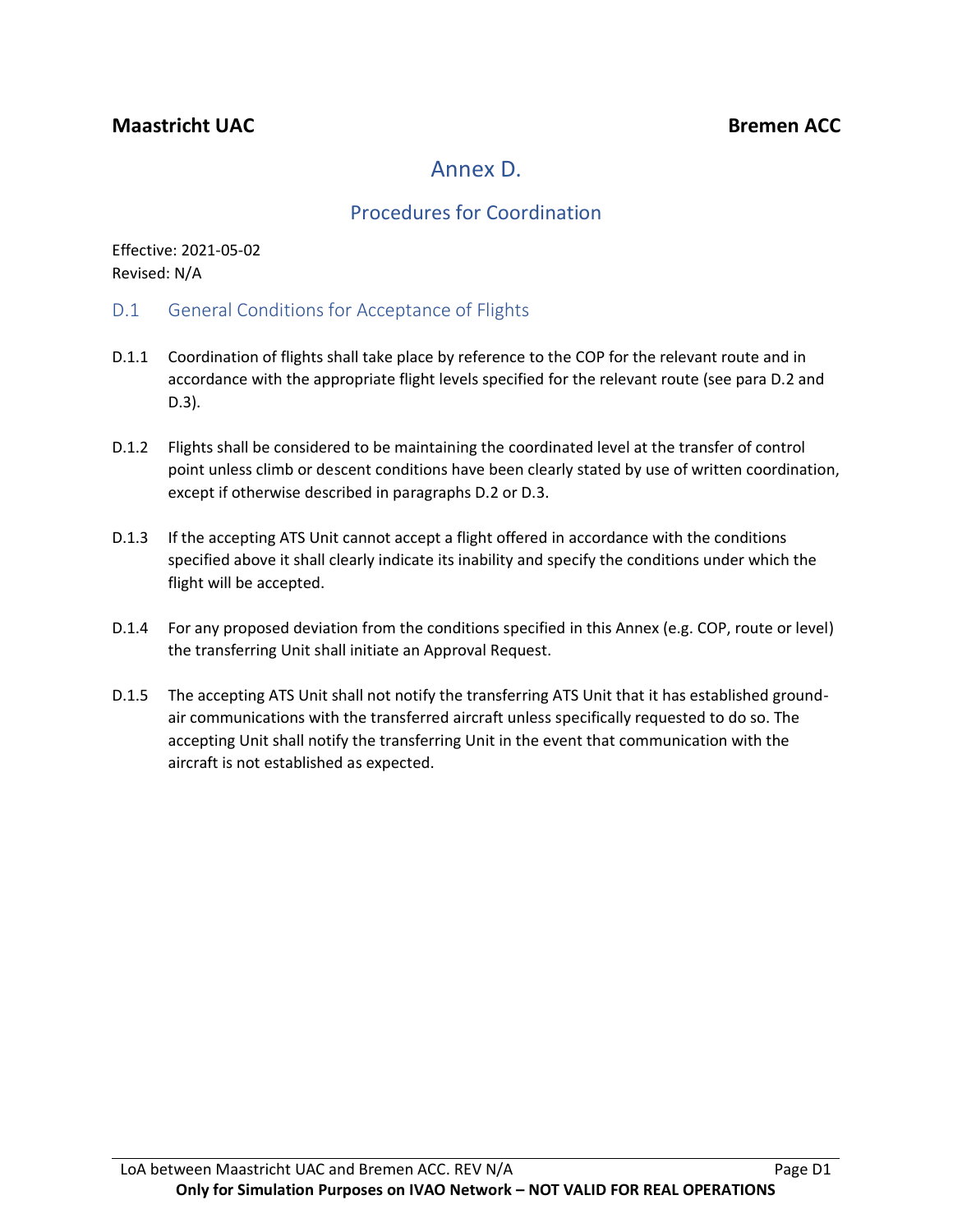**Maastricht UAC** **Bremen ACC**

# Annex D.

## Procedures for Coordination

Effective: 2021-05-02
Revised: N/A

### D.1 General Conditions for Acceptance of Flights

D.1.1 Coordination of flights shall take place by reference to the COP for the relevant route and in accordance with the appropriate flight levels specified for the relevant route (see para D.2 and D.3).

D.1.2 Flights shall be considered to be maintaining the coordinated level at the transfer of control point unless climb or descent conditions have been clearly stated by use of written coordination, except if otherwise described in paragraphs D.2 or D.3.

D.1.3 If the accepting ATS Unit cannot accept a flight offered in accordance with the conditions specified above it shall clearly indicate its inability and specify the conditions under which the flight will be accepted.

D.1.4 For any proposed deviation from the conditions specified in this Annex (e.g. COP, route or level) the transferring Unit shall initiate an Approval Request.

D.1.5 The accepting ATS Unit shall not notify the transferring ATS Unit that it has established ground-air communications with the transferred aircraft unless specifically requested to do so. The accepting Unit shall notify the transferring Unit in the event that communication with the aircraft is not established as expected.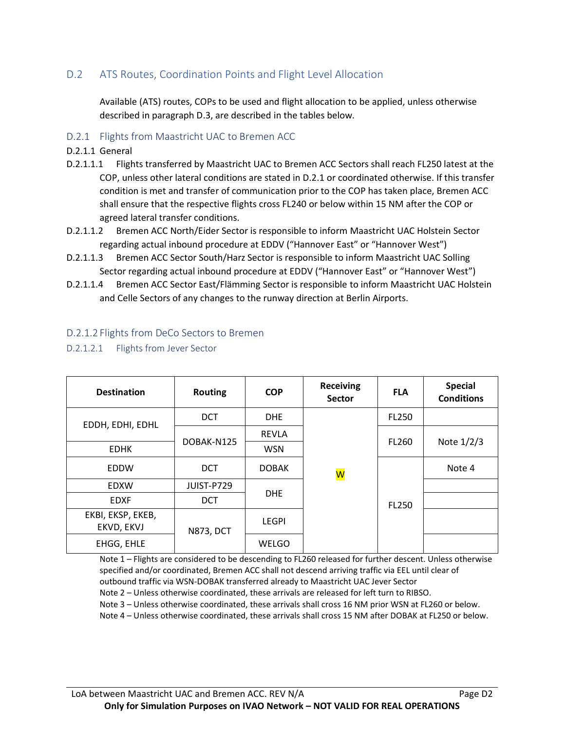## D.2 ATS Routes, Coordination Points and Flight Level Allocation

Available (ATS) routes, COPs to be used and flight allocation to be applied, unless otherwise described in paragraph D.3, are described in the tables below.

### D.2.1 Flights from Maastricht UAC to Bremen ACC

D.2.1.1 General

D.2.1.1.1 Flights transferred by Maastricht UAC to Bremen ACC Sectors shall reach FL250 latest at the COP, unless other lateral conditions are stated in D.2.1 or coordinated otherwise. If this transfer condition is met and transfer of communication prior to the COP has taken place, Bremen ACC shall ensure that the respective flights cross FL240 or below within 15 NM after the COP or agreed lateral transfer conditions.

D.2.1.1.2 Bremen ACC North/Eider Sector is responsible to inform Maastricht UAC Holstein Sector regarding actual inbound procedure at EDDV ("Hannover East" or "Hannover West")

D.2.1.1.3 Bremen ACC Sector South/Harz Sector is responsible to inform Maastricht UAC Solling Sector regarding actual inbound procedure at EDDV ("Hannover East" or "Hannover West")

D.2.1.1.4 Bremen ACC Sector East/Flämming Sector is responsible to inform Maastricht UAC Holstein and Celle Sectors of any changes to the runway direction at Berlin Airports.

### D.2.1.2 Flights from DeCo Sectors to Bremen

#### D.2.1.2.1 Flights from Jever Sector

| Destination | Routing | COP | Receiving Sector | FLA | Special Conditions |
|---|---|---|---|---|---|
| EDDH, EDHI, EDHL | DCT | DHE | W | FL250 | |
| | DOBAK-N125 | REVLA | | FL260 | Note 1/2/3 |
| EDHK | | WSN | | | |
| EDDW | DCT | DOBAK | | FL250 | Note 4 |
| EDXW | JUIST-P729 | DHE | | | |
| EDXF | DCT | | | | |
| EKBI, EKSP, EKEB, EKVD, EKVJ | N873, DCT | LEGPI | | | |
| EHGG, EHLE | | WELGO | | | |

Note 1 – Flights are considered to be descending to FL260 released for further descent. Unless otherwise specified and/or coordinated, Bremen ACC shall not descend arriving traffic via EEL until clear of outbound traffic via WSN-DOBAK transferred already to Maastricht UAC Jever Sector

Note 2 – Unless otherwise coordinated, these arrivals are released for left turn to RIBSO.

Note 3 – Unless otherwise coordinated, these arrivals shall cross 16 NM prior WSN at FL260 or below.

Note 4 – Unless otherwise coordinated, these arrivals shall cross 15 NM after DOBAK at FL250 or below.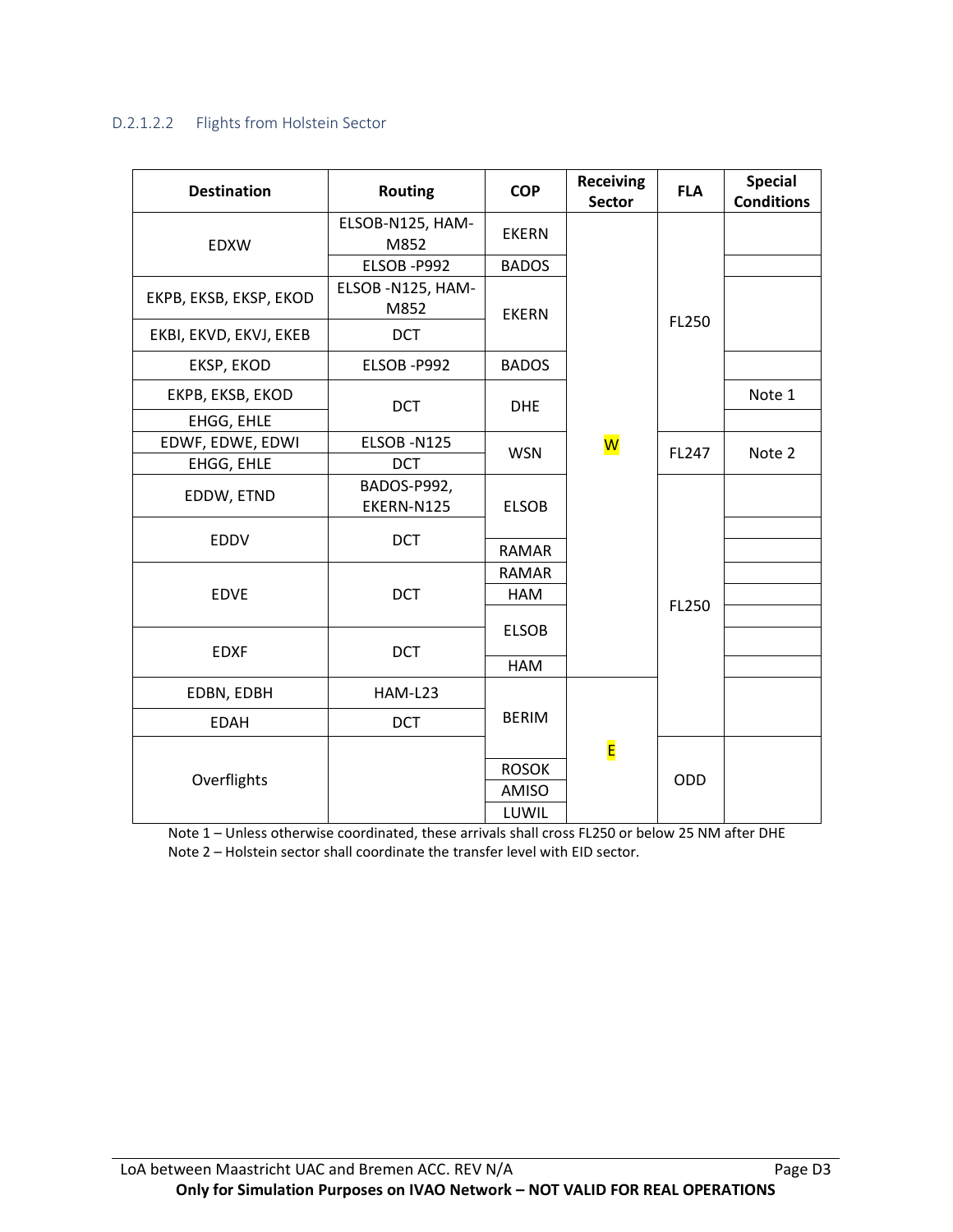### D.2.1.2.2 Flights from Holstein Sector

| Destination | Routing | COP | Receiving Sector | FLA | Special Conditions |
|---|---|---|---|---|---|
| EDXW | ELSOB-N125, HAM-M852 | EKERN | W | FL250 | |
| | ELSOB -P992 | BADOS | | | |
| EKPB, EKSB, EKSP, EKOD | ELSOB -N125, HAM-M852 | EKERN | | | |
| EKBI, EKVD, EKVJ, EKEB | DCT | | | | |
| EKSP, EKOD | ELSOB -P992 | BADOS | | | |
| EKPB, EKSB, EKOD | DCT | DHE | | | Note 1 |
| EHGG, EHLE | | | | | |
| EDWF, EDWE, EDWI | ELSOB -N125 | WSN | | FL247 | Note 2 |
| EHGG, EHLE | DCT | | | | |
| EDDW, ETND | BADOS-P992, EKERN-N125 | ELSOB | | FL250 | |
| EDDV | DCT | | | | |
| | | RAMAR | | | |
| EDVE | DCT | RAMAR | | | |
| | | HAM | | | |
| | | ELSOB | | | |
| EDXF | DCT | | | | |
| | | HAM | | | |
| EDBN, EDBH | HAM-L23 | BERIM | E | | |
| EDAH | DCT | | | | |
| Overflights | | | | ODD | |
| | | ROSOK | | | |
| | | AMISO | | | |
| | | LUWIL | | | |

Note 1 – Unless otherwise coordinated, these arrivals shall cross FL250 or below 25 NM after DHE

Note 2 – Holstein sector shall coordinate the transfer level with EID sector.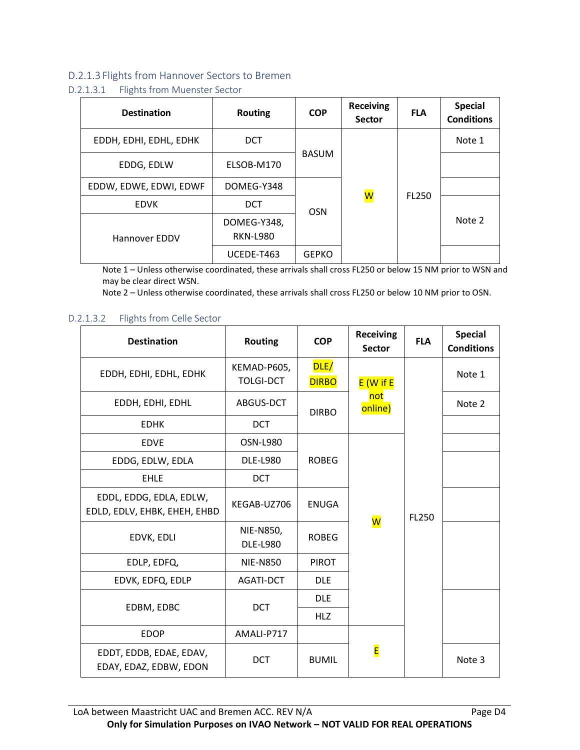### D.2.1.3 Flights from Hannover Sectors to Bremen

#### D.2.1.3.1 Flights from Muenster Sector

| Destination | Routing | COP | Receiving Sector | FLA | Special Conditions |
|---|---|---|---|---|---|
| EDDH, EDHI, EDHL, EDHK | DCT | BASUM | W | FL250 | Note 1 |
| EDDG, EDLW | ELSOB-M170 | BASUM | W | FL250 | |
| EDDW, EDWE, EDWI, EDWF | DOMEG-Y348 | OSN | W | FL250 | |
| EDVK | DCT | OSN | W | FL250 | Note 2 |
| Hannover EDDV | DOMEG-Y348, RKN-L980 | OSN | W | FL250 | Note 2 |
| Hannover EDDV | UCEDE-T463 | GEPKO | W | FL250 | |

Note 1 – Unless otherwise coordinated, these arrivals shall cross FL250 or below 15 NM prior to WSN and may be clear direct WSN.
Note 2 – Unless otherwise coordinated, these arrivals shall cross FL250 or below 10 NM prior to OSN.

#### D.2.1.3.2 Flights from Celle Sector

| Destination | Routing | COP | Receiving Sector | FLA | Special Conditions |
|---|---|---|---|---|---|
| EDDH, EDHI, EDHL, EDHK | KEMAD-P605, TOLGI-DCT | DLE/ DIRBO | E (W if E not online) | FL250 | Note 1 |
| EDDH, EDHI, EDHL | ABGUS-DCT | DIRBO | E (W if E not online) | FL250 | Note 2 |
| EDHK | DCT | DIRBO | E (W if E not online) | FL250 | |
| EDVE | OSN-L980 | ROBEG | W | FL250 | |
| EDDG, EDLW, EDLA | DLE-L980 | ROBEG | W | FL250 | |
| EHLE | DCT | ROBEG | W | FL250 | |
| EDDL, EDDG, EDLA, EDLW, EDLD, EDLV, EHBK, EHEH, EHBD | KEGAB-UZ706 | ENUGA | W | FL250 | |
| EDVK, EDLI | NIE-N850, DLE-L980 | ROBEG | W | FL250 | |
| EDLP, EDFQ, | NIE-N850 | PIROT | W | FL250 | |
| EDVK, EDFQ, EDLP | AGATI-DCT | DLE | W | FL250 | |
| EDBM, EDBC | DCT | DLE | W | FL250 | |
| EDBM, EDBC | DCT | HLZ | W | FL250 | |
| EDOP | AMALI-P717 | | E | FL250 | |
| EDDT, EDDB, EDAE, EDAV, EDAY, EDAZ, EDBW, EDON | DCT | BUMIL | E | FL250 | Note 3 |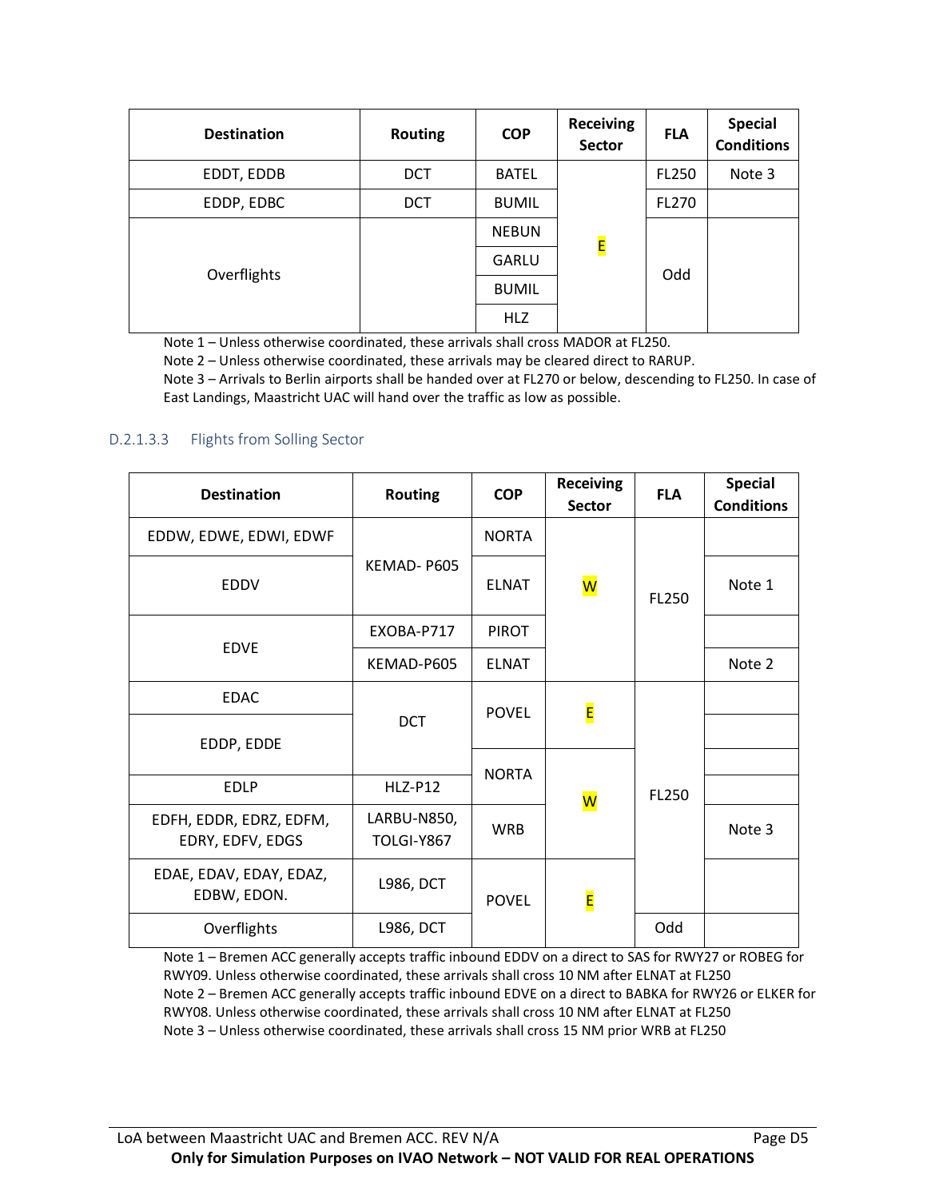| Destination | Routing | COP | Receiving Sector | FLA | Special Conditions |
|---|---|---|---|---|---|
| EDDT, EDDB | DCT | BATEL | E | FL250 | Note 3 |
| EDDP, EDBC | DCT | BUMIL | | FL270 | |
| Overflights | | NEBUN | | Odd | |
| | | GARLU | | | |
| | | BUMIL | | | |
| | | HLZ | | | |

Note 1 – Unless otherwise coordinated, these arrivals shall cross MADOR at FL250.
Note 2 – Unless otherwise coordinated, these arrivals may be cleared direct to RARUP.
Note 3 – Arrivals to Berlin airports shall be handed over at FL270 or below, descending to FL250. In case of East Landings, Maastricht UAC will hand over the traffic as low as possible.

### D.2.1.3.3 Flights from Solling Sector

| Destination | Routing | COP | Receiving Sector | FLA | Special Conditions |
|---|---|---|---|---|---|
| EDDW, EDWE, EDWI, EDWF | KEMAD- P605 | NORTA | W | FL250 | |
| EDDV | | ELNAT | | | Note 1 |
| EDVE | EXOBA-P717 | PIROT | | | |
| | KEMAD-P605 | ELNAT | | | Note 2 |
| EDAC | DCT | POVEL | E | FL250 | |
| EDDP, EDDE | | | | | |
| | | NORTA | W | | |
| EDLP | HLZ-P12 | | | | |
| EDFH, EDDR, EDRZ, EDFM, EDRY, EDFV, EDGS | LARBU-N850, TOLGI-Y867 | WRB | | | Note 3 |
| EDAE, EDAV, EDAY, EDAZ, EDBW, EDON. | L986, DCT | POVEL | E | | |
| Overflights | L986, DCT | | | Odd | |

Note 1 – Bremen ACC generally accepts traffic inbound EDDV on a direct to SAS for RWY27 or ROBEG for RWY09. Unless otherwise coordinated, these arrivals shall cross 10 NM after ELNAT at FL250
Note 2 – Bremen ACC generally accepts traffic inbound EDVE on a direct to BABKA for RWY26 or ELKER for RWY08. Unless otherwise coordinated, these arrivals shall cross 10 NM after ELNAT at FL250
Note 3 – Unless otherwise coordinated, these arrivals shall cross 15 NM prior WRB at FL250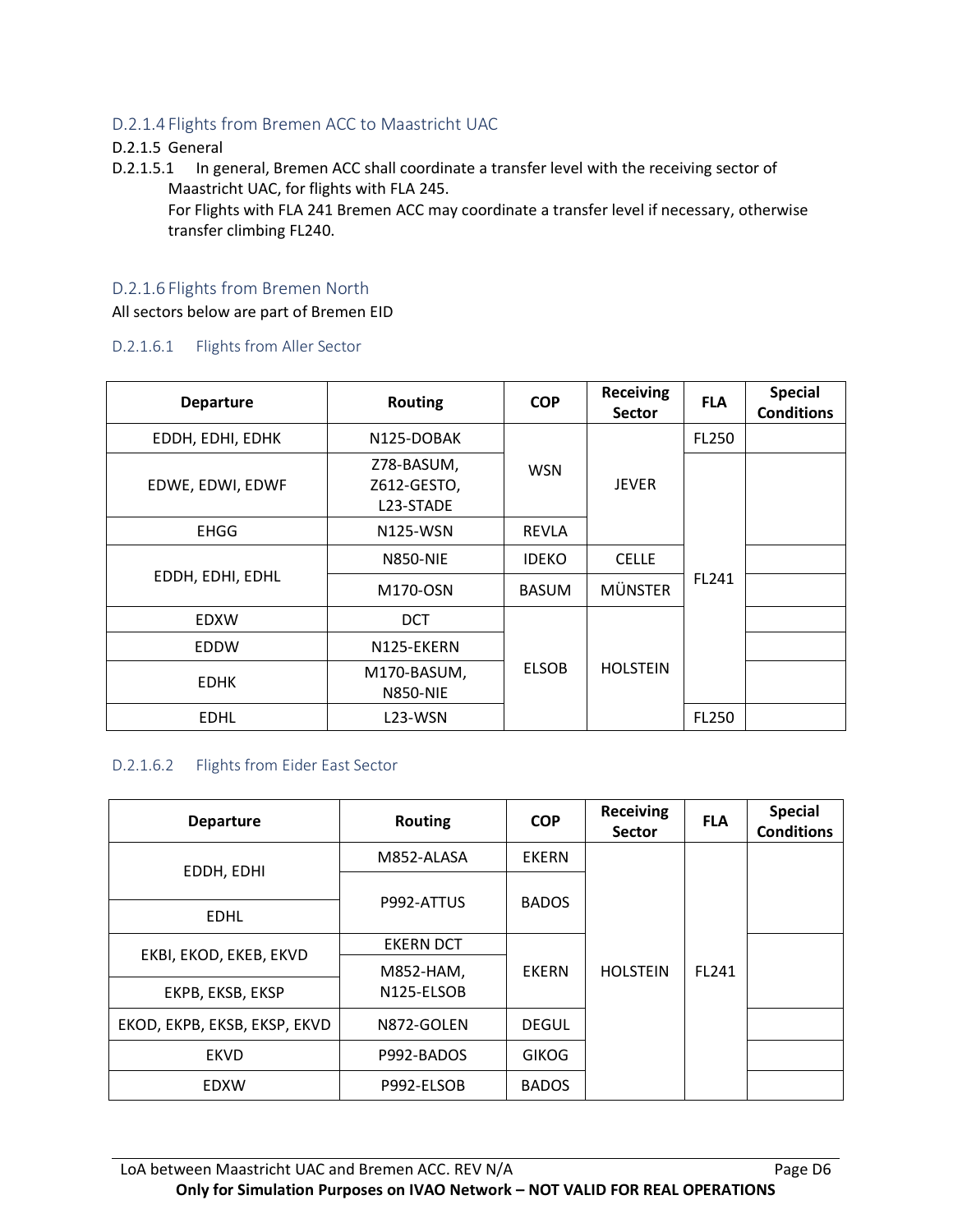### D.2.1.4 Flights from Bremen ACC to Maastricht UAC

#### D.2.1.5 General

D.2.1.5.1 In general, Bremen ACC shall coordinate a transfer level with the receiving sector of Maastricht UAC, for flights with FLA 245.
For Flights with FLA 241 Bremen ACC may coordinate a transfer level if necessary, otherwise transfer climbing FL240.

### D.2.1.6 Flights from Bremen North

All sectors below are part of Bremen EID

#### D.2.1.6.1 Flights from Aller Sector

| Departure | Routing | COP | Receiving Sector | FLA | Special Conditions |
|---|---|---|---|---|---|
| EDDH, EDHI, EDHK | N125-DOBAK | WSN | JEVER | FL250 | |
| EDWE, EDWI, EDWF | Z78-BASUM, Z612-GESTO, L23-STADE | WSN | JEVER | FL241 | |
| EHGG | N125-WSN | REVLA | JEVER | FL241 | |
| EDDH, EDHI, EDHL | N850-NIE | IDEKO | CELLE | FL241 | |
| EDDH, EDHI, EDHL | M170-OSN | BASUM | MÜNSTER | FL241 | |
| EDXW | DCT | ELSOB | HOLSTEIN | FL241 | |
| EDDW | N125-EKERN | ELSOB | HOLSTEIN | FL241 | |
| EDHK | M170-BASUM, N850-NIE | ELSOB | HOLSTEIN | FL241 | |
| EDHL | L23-WSN | ELSOB | HOLSTEIN | FL250 | |

#### D.2.1.6.2 Flights from Eider East Sector

| Departure | Routing | COP | Receiving Sector | FLA | Special Conditions |
|---|---|---|---|---|---|
| EDDH, EDHI | M852-ALASA | EKERN | HOLSTEIN | FL241 | |
| EDDH, EDHI | P992-ATTUS | BADOS | HOLSTEIN | FL241 | |
| EDHL | P992-ATTUS | BADOS | HOLSTEIN | FL241 | |
| EKBI, EKOD, EKEB, EKVD | EKERN DCT | EKERN | HOLSTEIN | FL241 | |
| EKBI, EKOD, EKEB, EKVD | M852-HAM, N125-ELSOB | EKERN | HOLSTEIN | FL241 | |
| EKPB, EKSB, EKSP | M852-HAM, N125-ELSOB | EKERN | HOLSTEIN | FL241 | |
| EKOD, EKPB, EKSB, EKSP, EKVD | N872-GOLEN | DEGUL | HOLSTEIN | FL241 | |
| EKVD | P992-BADOS | GIKOG | HOLSTEIN | FL241 | |
| EDXW | P992-ELSOB | BADOS | HOLSTEIN | FL241 | |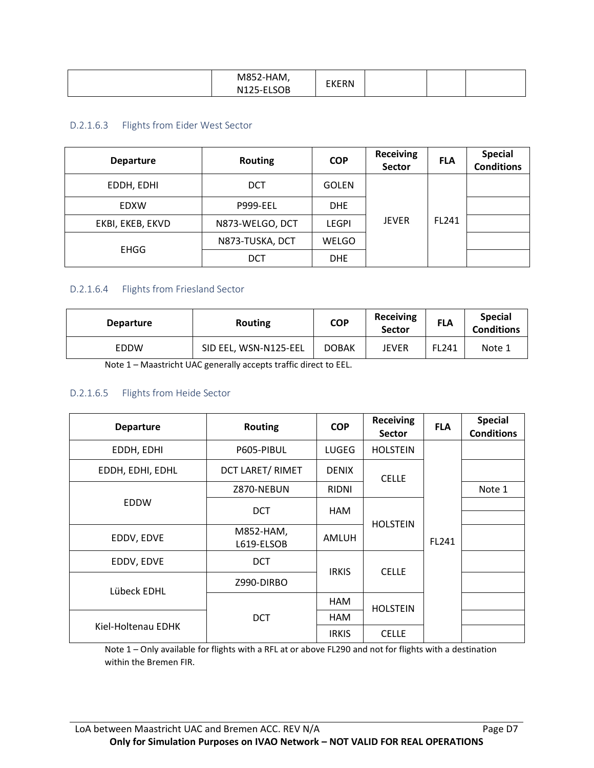| | M852-HAM, N125-ELSOB | EKERN | | | |
|---|---|---|---|---|---|

### D.2.1.6.3 Flights from Eider West Sector

| Departure | Routing | COP | Receiving Sector | FLA | Special Conditions |
|---|---|---|---|---|---|
| EDDH, EDHI | DCT | GOLEN | JEVER | FL241 | |
| EDXW | P999-EEL | DHE | | | |
| EKBI, EKEB, EKVD | N873-WELGO, DCT | LEGPI | | | |
| EHGG | N873-TUSKA, DCT | WELGO | | | |
| | DCT | DHE | | | |

### D.2.1.6.4 Flights from Friesland Sector

| Departure | Routing | COP | Receiving Sector | FLA | Special Conditions |
|---|---|---|---|---|---|
| EDDW | SID EEL, WSN-N125-EEL | DOBAK | JEVER | FL241 | Note 1 |

Note 1 – Maastricht UAC generally accepts traffic direct to EEL.

### D.2.1.6.5 Flights from Heide Sector

| Departure | Routing | COP | Receiving Sector | FLA | Special Conditions |
|---|---|---|---|---|---|
| EDDH, EDHI | P605-PIBUL | LUGEG | HOLSTEIN | FL241 | |
| EDDH, EDHI, EDHL | DCT LARET/ RIMET | DENIX | CELLE | | |
| EDDW | Z870-NEBUN | RIDNI | | | Note 1 |
| | DCT | HAM | HOLSTEIN | | |
| EDDV, EDVE | M852-HAM, L619-ELSOB | AMLUH | | | |
| EDDV, EDVE | DCT | IRKIS | CELLE | | |
| Lübeck EDHL | Z990-DIRBO | | | | |
| | DCT | HAM | HOLSTEIN | | |
| Kiel-Holtenau EDHK | | HAM | | | |
| | | IRKIS | CELLE | | |

Note 1 – Only available for flights with a RFL at or above FL290 and not for flights with a destination within the Bremen FIR.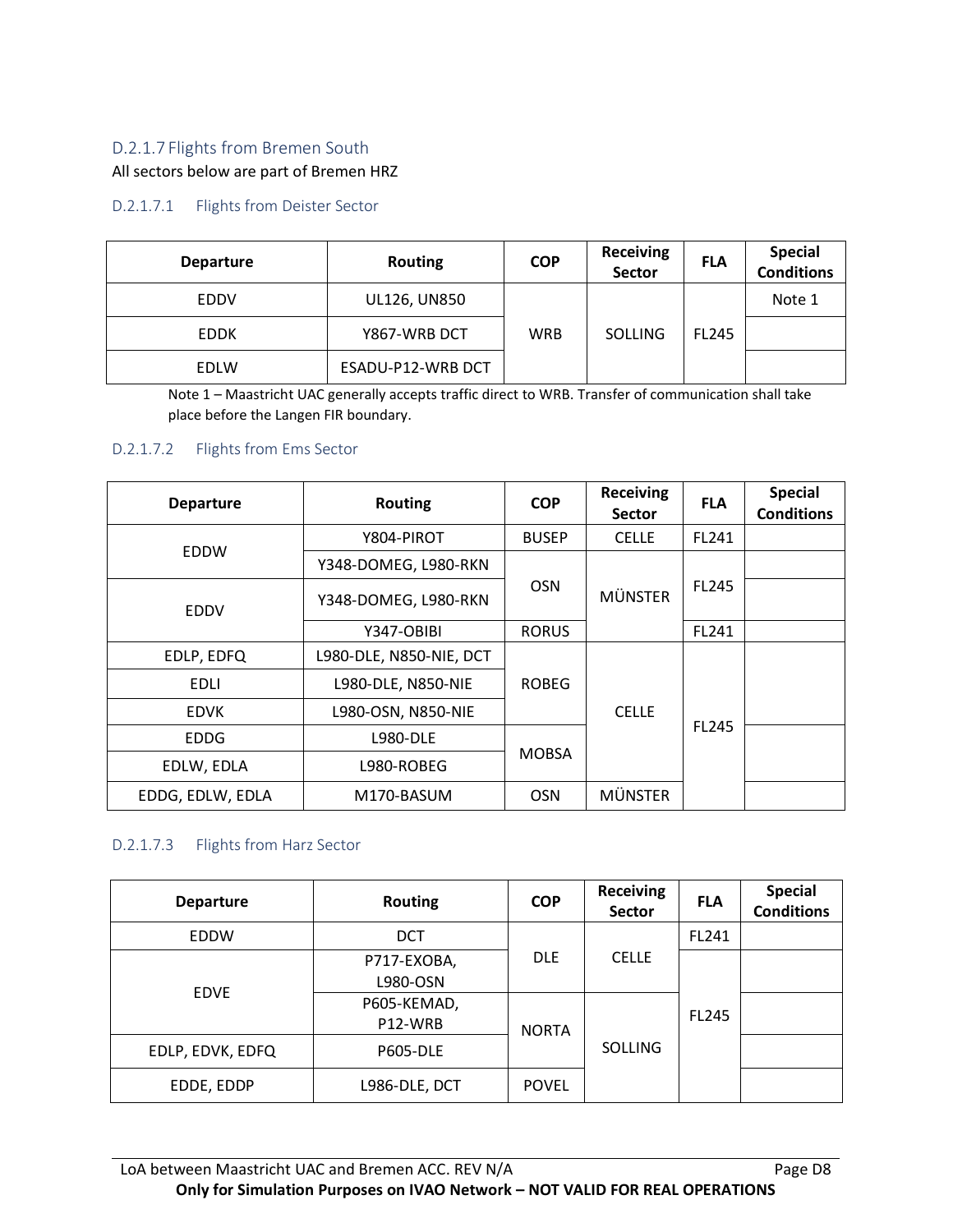### D.2.1.7 Flights from Bremen South

All sectors below are part of Bremen HRZ

#### D.2.1.7.1 Flights from Deister Sector

| Departure | Routing | COP | Receiving Sector | FLA | Special Conditions |
|---|---|---|---|---|---|
| EDDV | UL126, UN850 | WRB | SOLLING | FL245 | Note 1 |
| EDDK | Y867-WRB DCT | | | | |
| EDLW | ESADU-P12-WRB DCT | | | | |

Note 1 – Maastricht UAC generally accepts traffic direct to WRB. Transfer of communication shall take place before the Langen FIR boundary.

#### D.2.1.7.2 Flights from Ems Sector

| Departure | Routing | COP | Receiving Sector | FLA | Special Conditions |
|---|---|---|---|---|---|
| EDDW | Y804-PIROT | BUSEP | CELLE | FL241 | |
| | Y348-DOMEG, L980-RKN | OSN | MÜNSTER | FL245 | |
| EDDV | Y348-DOMEG, L980-RKN | | | | |
| | Y347-OBIBI | RORUS | | FL241 | |
| EDLP, EDFQ | L980-DLE, N850-NIE, DCT | ROBEG | CELLE | FL245 | |
| EDLI | L980-DLE, N850-NIE | | | | |
| EDVK | L980-OSN, N850-NIE | | | | |
| EDDG | L980-DLE | MOBSA | | | |
| EDLW, EDLA | L980-ROBEG | | | | |
| EDDG, EDLW, EDLA | M170-BASUM | OSN | MÜNSTER | | |

#### D.2.1.7.3 Flights from Harz Sector

| Departure | Routing | COP | Receiving Sector | FLA | Special Conditions |
|---|---|---|---|---|---|
| EDDW | DCT | DLE | CELLE | FL241 | |
| EDVE | P717-EXOBA, L980-OSN | | | FL245 | |
| | P605-KEMAD, P12-WRB | NORTA | SOLLING | | |
| EDLP, EDVK, EDFQ | P605-DLE | | | | |
| EDDE, EDDP | L986-DLE, DCT | POVEL | | | |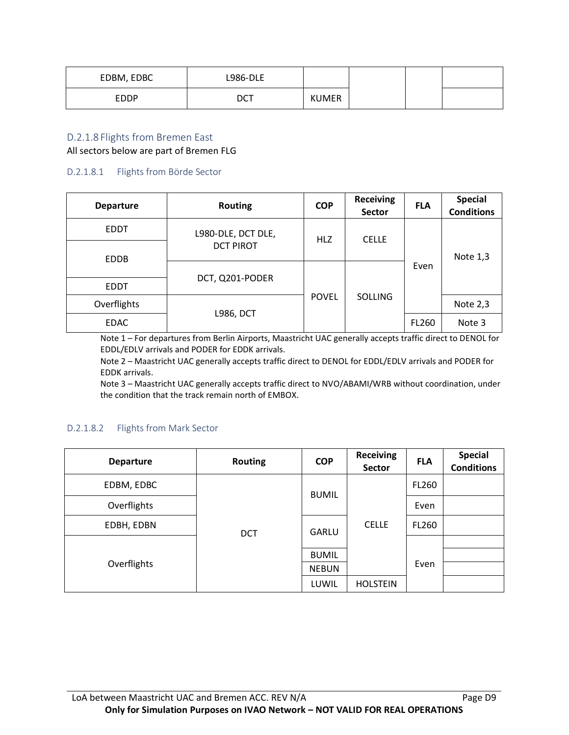| EDBM, EDBC | L986-DLE | | | | |
|---|---|---|---|---|---|
| EDDP | DCT | KUMER | | | |

### D.2.1.8 Flights from Bremen East

All sectors below are part of Bremen FLG

#### D.2.1.8.1 Flights from Börde Sector

| Departure | Routing | COP | Receiving Sector | FLA | Special Conditions |
|---|---|---|---|---|---|
| EDDT | L980-DLE, DCT DLE, DCT PIROT | HLZ | CELLE | Even | Note 1,3 |
| EDDB | L980-DLE, DCT DLE, DCT PIROT | HLZ | CELLE | Even | Note 1,3 |
| EDDB | DCT, Q201-PODER | POVEL | SOLLING | Even | Note 1,3 |
| EDDT | DCT, Q201-PODER | POVEL | SOLLING | Even | Note 1,3 |
| Overflights | L986, DCT | POVEL | SOLLING | Even | Note 2,3 |
| EDAC | L986, DCT | POVEL | SOLLING | FL260 | Note 3 |

Note 1 – For departures from Berlin Airports, Maastricht UAC generally accepts traffic direct to DENOL for EDDL/EDLV arrivals and PODER for EDDK arrivals.
Note 2 – Maastricht UAC generally accepts traffic direct to DENOL for EDDL/EDLV arrivals and PODER for EDDK arrivals.
Note 3 – Maastricht UAC generally accepts traffic direct to NVO/ABAMI/WRB without coordination, under the condition that the track remain north of EMBOX.

#### D.2.1.8.2 Flights from Mark Sector

| Departure | Routing | COP | Receiving Sector | FLA | Special Conditions |
|---|---|---|---|---|---|
| EDBM, EDBC | DCT | BUMIL | CELLE | FL260 | |
| Overflights | DCT | BUMIL | CELLE | Even | |
| EDBH, EDBN | DCT | GARLU | CELLE | FL260 | |
| Overflights | DCT | GARLU | CELLE | Even | |
| Overflights | DCT | BUMIL | CELLE | Even | |
| Overflights | DCT | NEBUN | CELLE | Even | |
| Overflights | DCT | LUWIL | HOLSTEIN | Even | |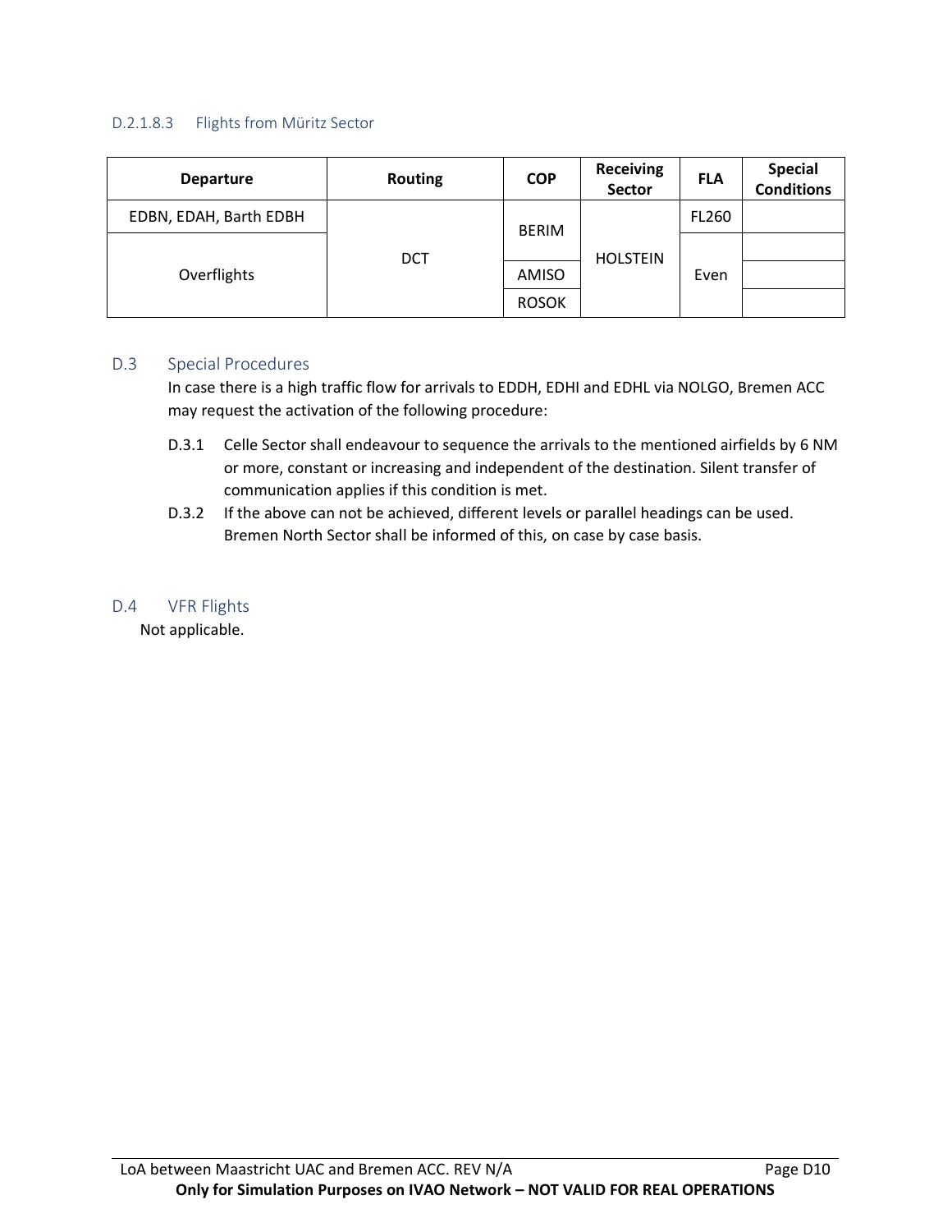#### D.2.1.8.3 Flights from Müritz Sector

| Departure | Routing | COP | Receiving Sector | FLA | Special Conditions |
|---|---|---|---|---|---|
| EDBN, EDAH, Barth EDBH | DCT | BERIM | HOLSTEIN | FL260 | |
| Overflights | | | | Even | |
| | | AMISO | | | |
| | | ROSOK | | | |

## D.3 Special Procedures

In case there is a high traffic flow for arrivals to EDDH, EDHI and EDHL via NOLGO, Bremen ACC may request the activation of the following procedure:

D.3.1 Celle Sector shall endeavour to sequence the arrivals to the mentioned airfields by 6 NM or more, constant or increasing and independent of the destination. Silent transfer of communication applies if this condition is met.

D.3.2 If the above can not be achieved, different levels or parallel headings can be used. Bremen North Sector shall be informed of this, on case by case basis.

## D.4 VFR Flights

Not applicable.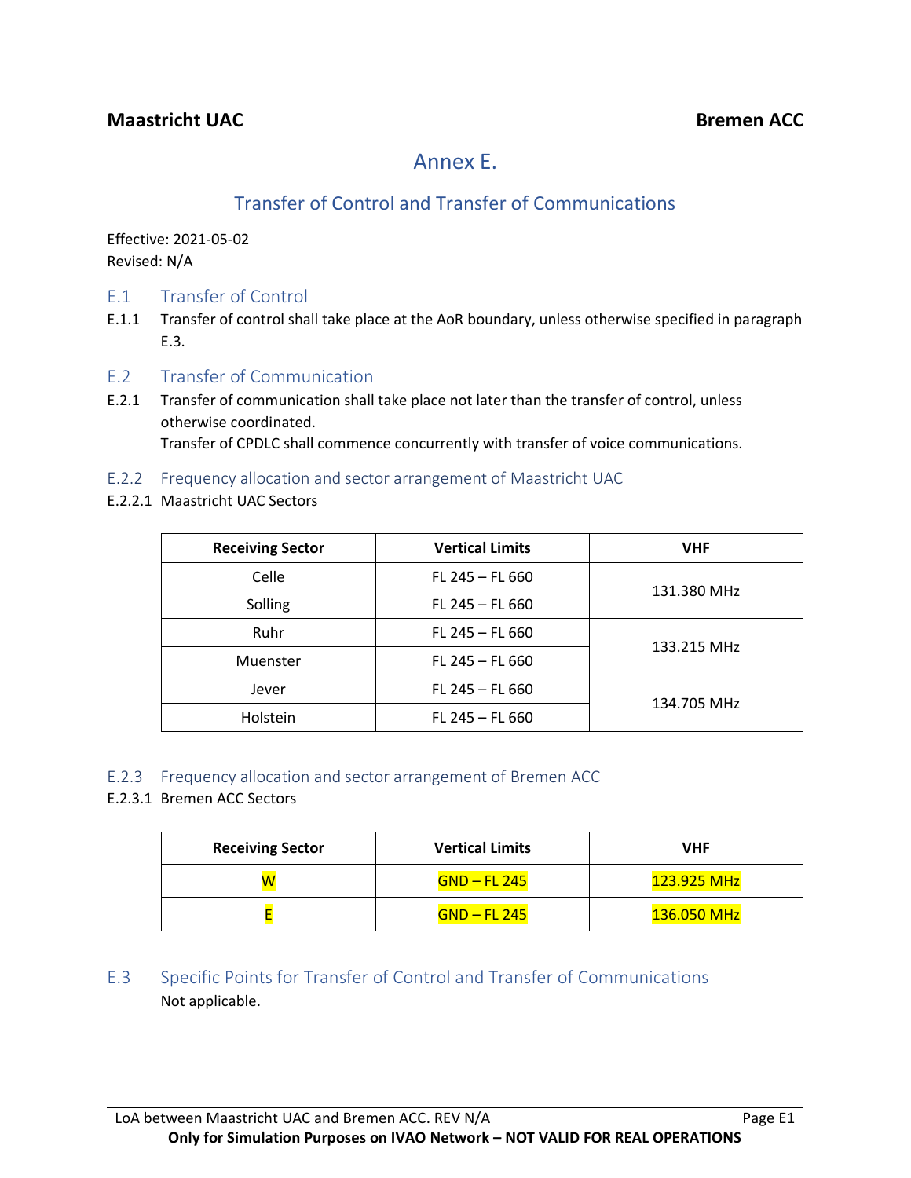**Maastricht UAC** **Bremen ACC**

# Annex E.

## Transfer of Control and Transfer of Communications

Effective: 2021-05-02
Revised: N/A

### E.1 Transfer of Control

E.1.1 Transfer of control shall take place at the AoR boundary, unless otherwise specified in paragraph E.3.

### E.2 Transfer of Communication

E.2.1 Transfer of communication shall take place not later than the transfer of control, unless otherwise coordinated.
Transfer of CPDLC shall commence concurrently with transfer of voice communications.

#### E.2.2 Frequency allocation and sector arrangement of Maastricht UAC

E.2.2.1 Maastricht UAC Sectors

| Receiving Sector | Vertical Limits | VHF |
|---|---|---|
| Celle | FL 245 – FL 660 | 131.380 MHz |
| Solling | FL 245 – FL 660 | |
| Ruhr | FL 245 – FL 660 | 133.215 MHz |
| Muenster | FL 245 – FL 660 | |
| Jever | FL 245 – FL 660 | 134.705 MHz |
| Holstein | FL 245 – FL 660 | |

#### E.2.3 Frequency allocation and sector arrangement of Bremen ACC

E.2.3.1 Bremen ACC Sectors

| Receiving Sector | Vertical Limits | VHF |
|---|---|---|
| W | GND – FL 245 | 123.925 MHz |
| E | GND – FL 245 | 136.050 MHz |

### E.3 Specific Points for Transfer of Control and Transfer of Communications

Not applicable.

LoA between Maastricht UAC and Bremen ACC. REV N/A

**Only for Simulation Purposes on IVAO Network – NOT VALID FOR REAL OPERATIONS**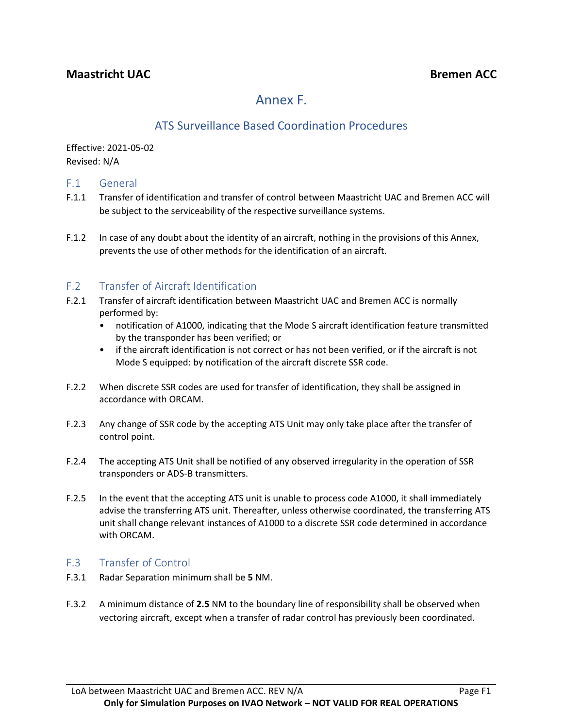# Annex F.

## ATS Surveillance Based Coordination Procedures

Effective: 2021-05-02
Revised: N/A

### F.1 General

F.1.1 Transfer of identification and transfer of control between Maastricht UAC and Bremen ACC will be subject to the serviceability of the respective surveillance systems.

F.1.2 In case of any doubt about the identity of an aircraft, nothing in the provisions of this Annex, prevents the use of other methods for the identification of an aircraft.

### F.2 Transfer of Aircraft Identification

F.2.1 Transfer of aircraft identification between Maastricht UAC and Bremen ACC is normally performed by:

- notification of A1000, indicating that the Mode S aircraft identification feature transmitted by the transponder has been verified; or
- if the aircraft identification is not correct or has not been verified, or if the aircraft is not Mode S equipped: by notification of the aircraft discrete SSR code.

F.2.2 When discrete SSR codes are used for transfer of identification, they shall be assigned in accordance with ORCAM.

F.2.3 Any change of SSR code by the accepting ATS Unit may only take place after the transfer of control point.

F.2.4 The accepting ATS Unit shall be notified of any observed irregularity in the operation of SSR transponders or ADS-B transmitters.

F.2.5 In the event that the accepting ATS unit is unable to process code A1000, it shall immediately advise the transferring ATS unit. Thereafter, unless otherwise coordinated, the transferring ATS unit shall change relevant instances of A1000 to a discrete SSR code determined in accordance with ORCAM.

### F.3 Transfer of Control

F.3.1 Radar Separation minimum shall be **5** NM.

F.3.2 A minimum distance of **2.5** NM to the boundary line of responsibility shall be observed when vectoring aircraft, except when a transfer of radar control has previously been coordinated.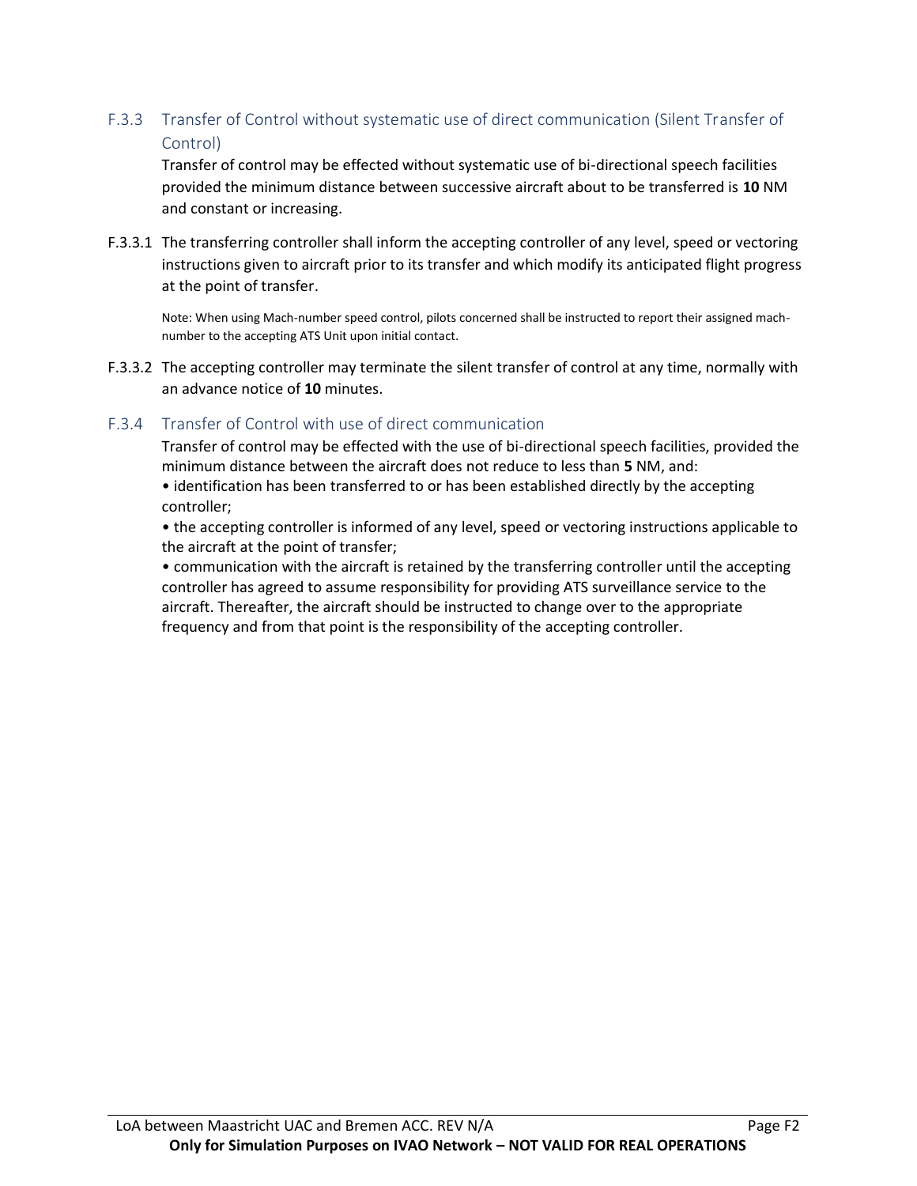### F.3.3 Transfer of Control without systematic use of direct communication (Silent Transfer of Control)

Transfer of control may be effected without systematic use of bi-directional speech facilities provided the minimum distance between successive aircraft about to be transferred is **10** NM and constant or increasing.

F.3.3.1 The transferring controller shall inform the accepting controller of any level, speed or vectoring instructions given to aircraft prior to its transfer and which modify its anticipated flight progress at the point of transfer.

Note: When using Mach-number speed control, pilots concerned shall be instructed to report their assigned mach-number to the accepting ATS Unit upon initial contact.

F.3.3.2 The accepting controller may terminate the silent transfer of control at any time, normally with an advance notice of **10** minutes.

### F.3.4 Transfer of Control with use of direct communication

Transfer of control may be effected with the use of bi-directional speech facilities, provided the minimum distance between the aircraft does not reduce to less than **5** NM, and:

- identification has been transferred to or has been established directly by the accepting controller;
- the accepting controller is informed of any level, speed or vectoring instructions applicable to the aircraft at the point of transfer;
- communication with the aircraft is retained by the transferring controller until the accepting controller has agreed to assume responsibility for providing ATS surveillance service to the aircraft. Thereafter, the aircraft should be instructed to change over to the appropriate frequency and from that point is the responsibility of the accepting controller.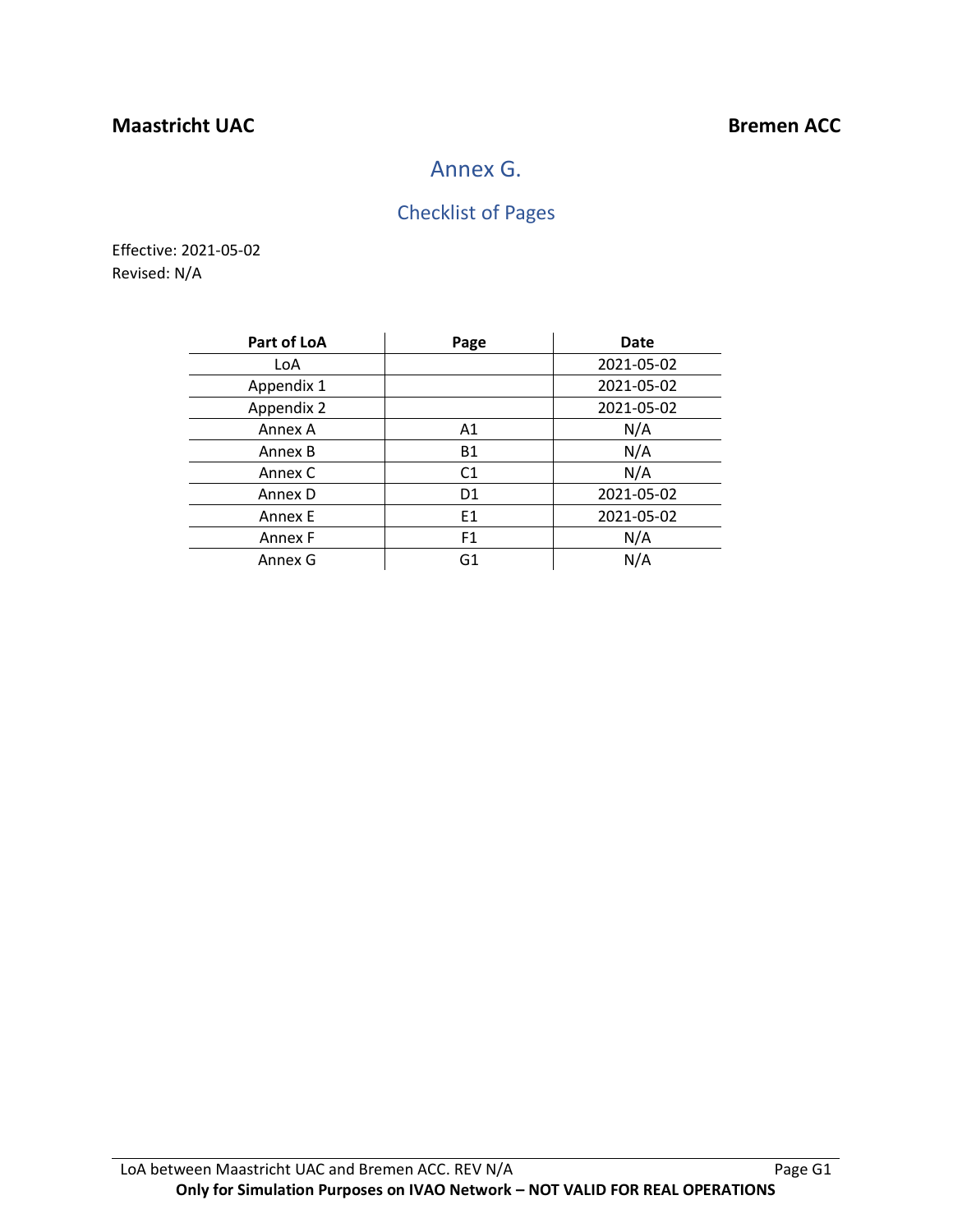# Annex G.

## Checklist of Pages

Effective: 2021-05-02
Revised: N/A

| Part of LoA | Page | Date |
|---|---|---|
| LoA | | 2021-05-02 |
| Appendix 1 | | 2021-05-02 |
| Appendix 2 | | 2021-05-02 |
| Annex A | A1 | N/A |
| Annex B | B1 | N/A |
| Annex C | C1 | N/A |
| Annex D | D1 | 2021-05-02 |
| Annex E | E1 | 2021-05-02 |
| Annex F | F1 | N/A |
| Annex G | G1 | N/A |